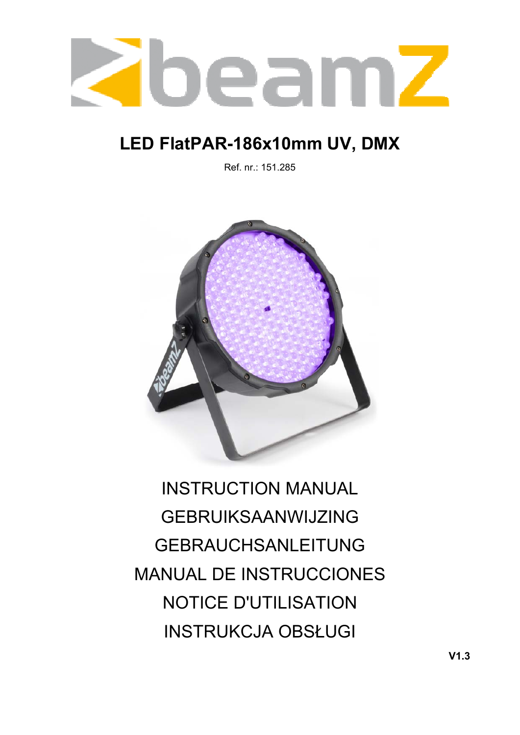# LED FlatPAR-186x10mm UV, DMX

Ref. nr.: 151.285

INSTRUCTION MANUAL

GEBRUIKSAANWIJZING

GEBRAUCHSANLEITUNG

MANUAL DE INSTRUCCIONES

NOTICE D'UTILISATION

INSTRUKCJA OBSŁUGI

V1.3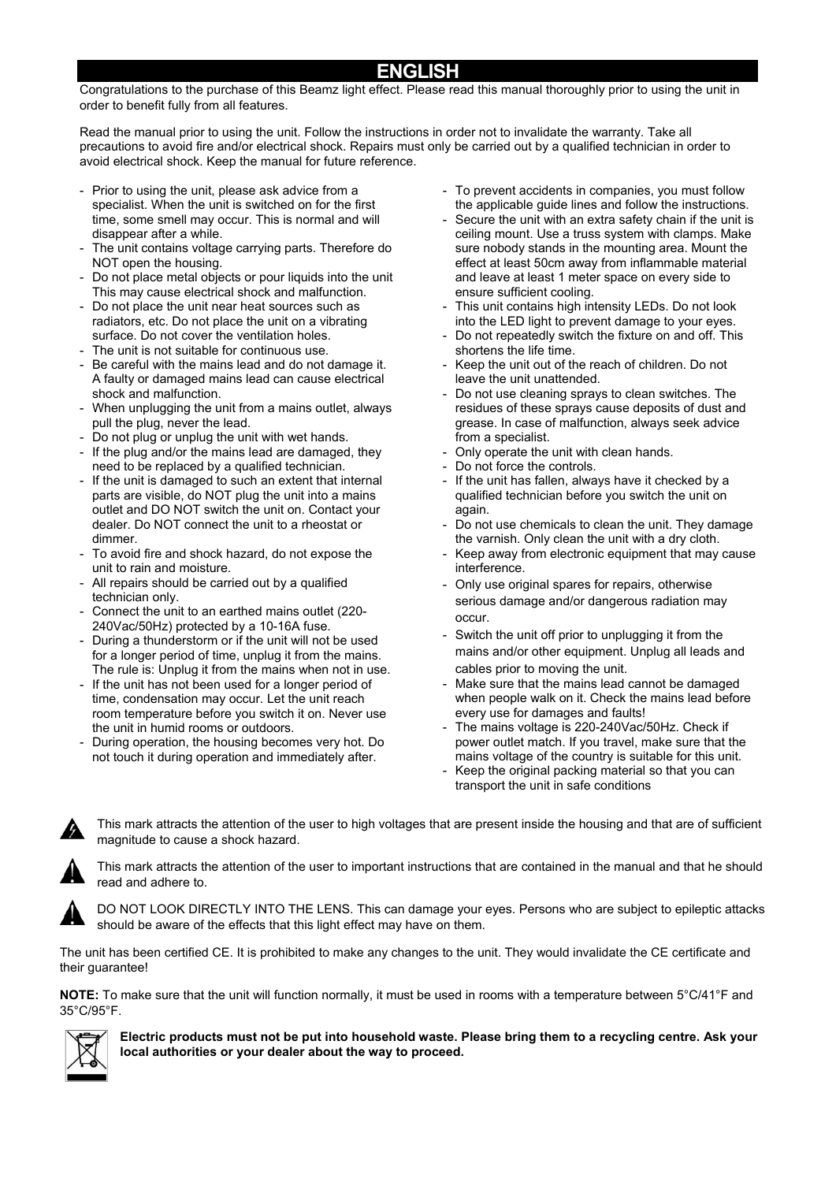# ENGLISH

Congratulations to the purchase of this Beamz light effect. Please read this manual thoroughly prior to using the unit in order to benefit fully from all features.

Read the manual prior to using the unit. Follow the instructions in order not to invalidate the warranty. Take all precautions to avoid fire and/or electrical shock. Repairs must only be carried out by a qualified technician in order to avoid electrical shock. Keep the manual for future reference.

- Prior to using the unit, please ask advice from a specialist. When the unit is switched on for the first time, some smell may occur. This is normal and will disappear after a while.
- The unit contains voltage carrying parts. Therefore do NOT open the housing.
- Do not place metal objects or pour liquids into the unit This may cause electrical shock and malfunction.
- Do not place the unit near heat sources such as radiators, etc. Do not place the unit on a vibrating surface. Do not cover the ventilation holes.
- The unit is not suitable for continuous use.
- Be careful with the mains lead and do not damage it. A faulty or damaged mains lead can cause electrical shock and malfunction.
- When unplugging the unit from a mains outlet, always pull the plug, never the lead.
- Do not plug or unplug the unit with wet hands.
- If the plug and/or the mains lead are damaged, they need to be replaced by a qualified technician.
- If the unit is damaged to such an extent that internal parts are visible, do NOT plug the unit into a mains outlet and DO NOT switch the unit on. Contact your dealer. Do NOT connect the unit to a rheostat or dimmer.
- To avoid fire and shock hazard, do not expose the unit to rain and moisture.
- All repairs should be carried out by a qualified technician only.
- Connect the unit to an earthed mains outlet (220-240Vac/50Hz) protected by a 10-16A fuse.
- During a thunderstorm or if the unit will not be used for a longer period of time, unplug it from the mains. The rule is: Unplug it from the mains when not in use.
- If the unit has not been used for a longer period of time, condensation may occur. Let the unit reach room temperature before you switch it on. Never use the unit in humid rooms or outdoors.
- During operation, the housing becomes very hot. Do not touch it during operation and immediately after.
- To prevent accidents in companies, you must follow the applicable guide lines and follow the instructions.
- Secure the unit with an extra safety chain if the unit is ceiling mount. Use a truss system with clamps. Make sure nobody stands in the mounting area. Mount the effect at least 50cm away from inflammable material and leave at least 1 meter space on every side to ensure sufficient cooling.
- This unit contains high intensity LEDs. Do not look into the LED light to prevent damage to your eyes.
- Do not repeatedly switch the fixture on and off. This shortens the life time.
- Keep the unit out of the reach of children. Do not leave the unit unattended.
- Do not use cleaning sprays to clean switches. The residues of these sprays cause deposits of dust and grease. In case of malfunction, always seek advice from a specialist.
- Only operate the unit with clean hands.
- Do not force the controls.
- If the unit has fallen, always have it checked by a qualified technician before you switch the unit on again.
- Do not use chemicals to clean the unit. They damage the varnish. Only clean the unit with a dry cloth.
- Keep away from electronic equipment that may cause interference.
- Only use original spares for repairs, otherwise serious damage and/or dangerous radiation may occur.
- Switch the unit off prior to unplugging it from the mains and/or other equipment. Unplug all leads and cables prior to moving the unit.
- Make sure that the mains lead cannot be damaged when people walk on it. Check the mains lead before every use for damages and faults!
- The mains voltage is 220-240Vac/50Hz. Check if power outlet match. If you travel, make sure that the mains voltage of the country is suitable for this unit.
- Keep the original packing material so that you can transport the unit in safe conditions

This mark attracts the attention of the user to high voltages that are present inside the housing and that are of sufficient magnitude to cause a shock hazard.

This mark attracts the attention of the user to important instructions that are contained in the manual and that he should read and adhere to.

DO NOT LOOK DIRECTLY INTO THE LENS. This can damage your eyes. Persons who are subject to epileptic attacks should be aware of the effects that this light effect may have on them.

The unit has been certified CE. It is prohibited to make any changes to the unit. They would invalidate the CE certificate and their guarantee!

**NOTE:** To make sure that the unit will function normally, it must be used in rooms with a temperature between 5°C/41°F and 35°C/95°F.

**Electric products must not be put into household waste. Please bring them to a recycling centre. Ask your local authorities or your dealer about the way to proceed.**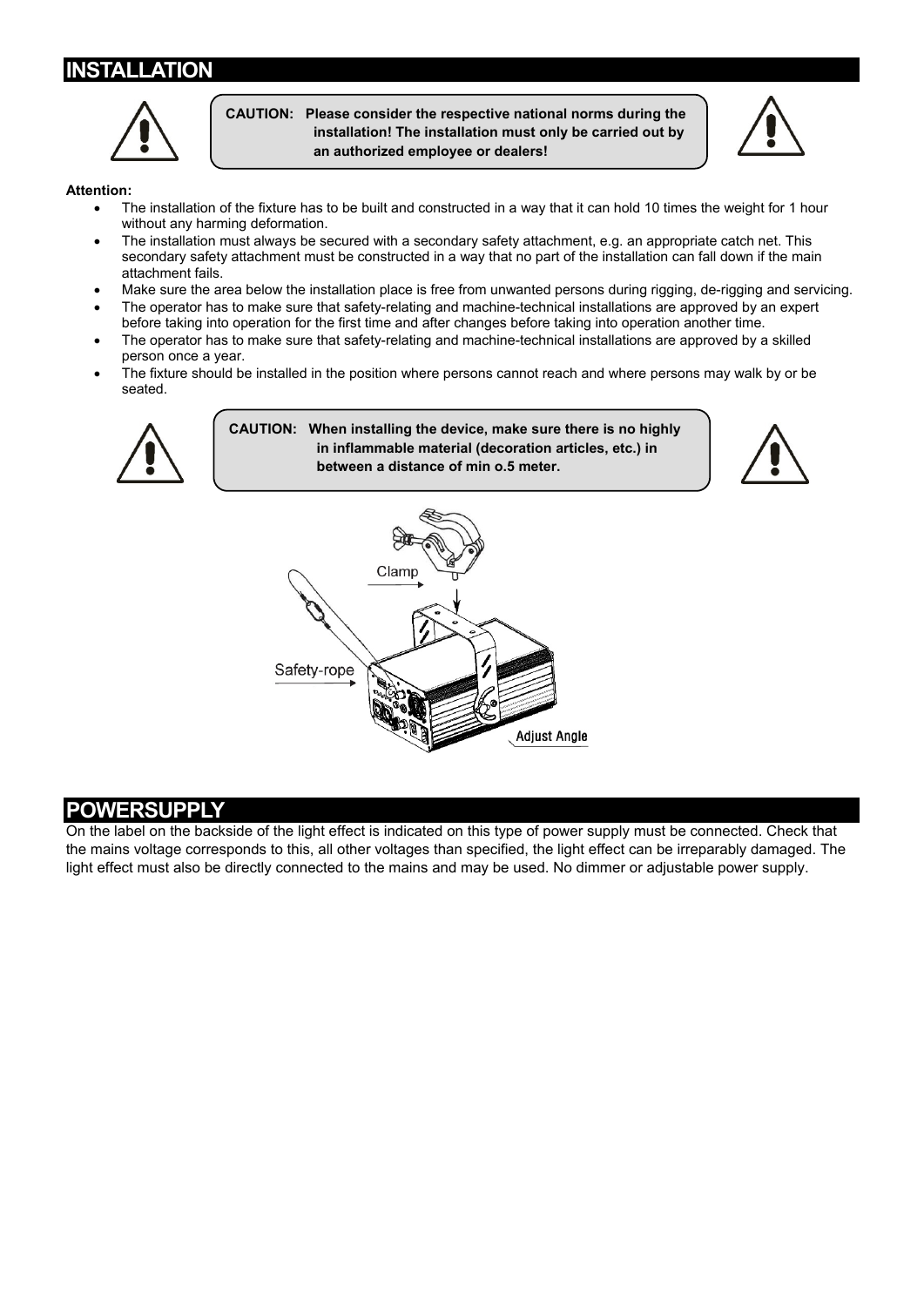## INSTALLATION

**CAUTION: Please consider the respective national norms during the installation! The installation must only be carried out by an authorized employee or dealers!**

**Attention:**

- The installation of the fixture has to be built and constructed in a way that it can hold 10 times the weight for 1 hour without any harming deformation.
- The installation must always be secured with a secondary safety attachment, e.g. an appropriate catch net. This secondary safety attachment must be constructed in a way that no part of the installation can fall down if the main attachment fails.
- Make sure the area below the installation place is free from unwanted persons during rigging, de-rigging and servicing.
- The operator has to make sure that safety-relating and machine-technical installations are approved by an expert before taking into operation for the first time and after changes before taking into operation another time.
- The operator has to make sure that safety-relating and machine-technical installations are approved by a skilled person once a year.
- The fixture should be installed in the position where persons cannot reach and where persons may walk by or be seated.

**CAUTION: When installing the device, make sure there is no highly in inflammable material (decoration articles, etc.) in between a distance of min o.5 meter.**

Clamp

Safety-rope

Adjust Angle

## POWERSUPPLY

On the label on the backside of the light effect is indicated on this type of power supply must be connected. Check that the mains voltage corresponds to this, all other voltages than specified, the light effect can be irreparably damaged. The light effect must also be directly connected to the mains and may be used. No dimmer or adjustable power supply.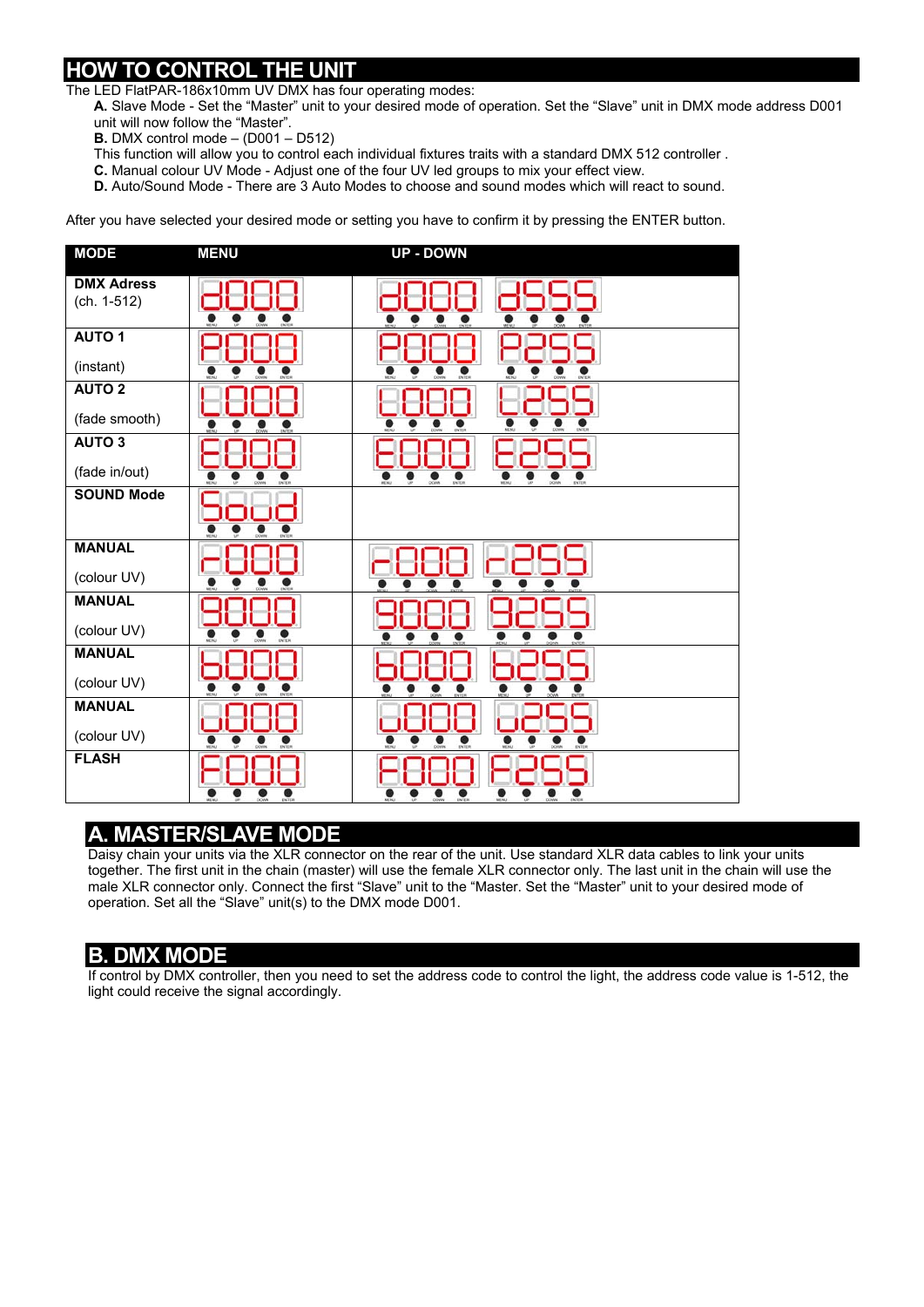# HOW TO CONTROL THE UNIT

The LED FlatPAR-186x10mm UV DMX has four operating modes:

**A.** Slave Mode - Set the "Master" unit to your desired mode of operation. Set the "Slave" unit in DMX mode address D001 unit will now follow the "Master".

**B.** DMX control mode – (D001 – D512)
This function will allow you to control each individual fixtures traits with a standard DMX 512 controller .

**C.** Manual colour UV Mode - Adjust one of the four UV led groups to mix your effect view.

**D.** Auto/Sound Mode - There are 3 Auto Modes to choose and sound modes which will react to sound.

After you have selected your desired mode or setting you have to confirm it by pressing the ENTER button.

| MODE | MENU | UP - DOWN |
|---|---|---|
| **DMX Adress** (ch. 1-512) | d000 | d000 – d555 |
| **AUTO 1** (instant) | P000 | P000 – P255 |
| **AUTO 2** (fade smooth) | L000 | L000 – L255 |
| **AUTO 3** (fade in/out) | E000 | E000 – E255 |
| **SOUND Mode** | Sond | |
| **MANUAL** (colour UV) | r000 | r000 – r255 |
| **MANUAL** (colour UV) | 9000 | 9000 – 9255 |
| **MANUAL** (colour UV) | b000 | b000 – b255 |
| **MANUAL** (colour UV) | u000 | u000 – u255 |
| **FLASH** | F000 | F000 – F255 |

## A. MASTER/SLAVE MODE

Daisy chain your units via the XLR connector on the rear of the unit. Use standard XLR data cables to link your units together. The first unit in the chain (master) will use the female XLR connector only. The last unit in the chain will use the male XLR connector only. Connect the first "Slave" unit to the "Master. Set the "Master" unit to your desired mode of operation. Set all the "Slave" unit(s) to the DMX mode D001.

## B. DMX MODE

If control by DMX controller, then you need to set the address code to control the light, the address code value is 1-512, the light could receive the signal accordingly.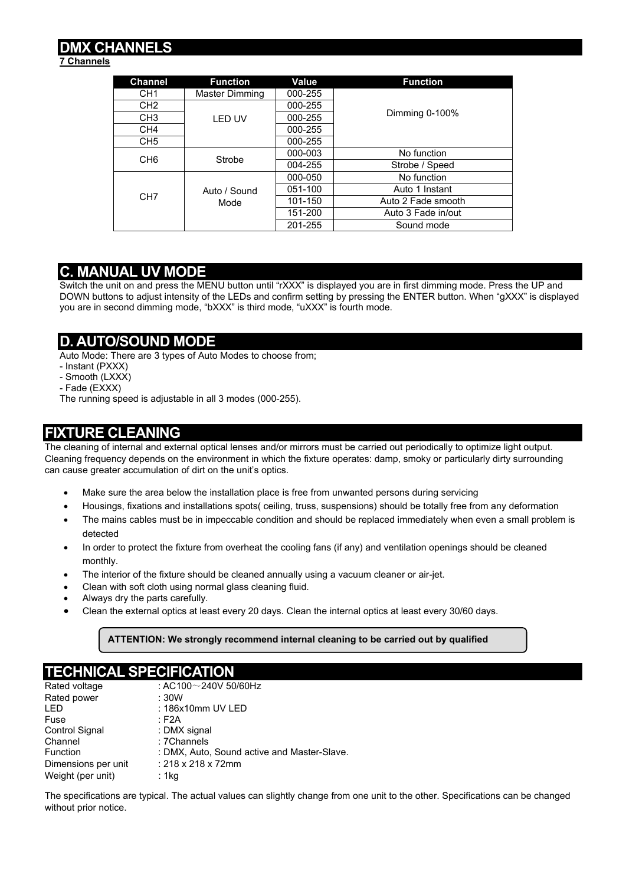## DMX CHANNELS

**7 Channels**

| Channel | Function | Value | Function |
|---|---|---|---|
| CH1 | Master Dimming | 000-255 | Dimming 0-100% |
| CH2 | LED UV | 000-255 | |
| CH3 | | 000-255 | |
| CH4 | | 000-255 | |
| CH5 | | 000-255 | |
| CH6 | Strobe | 000-003 | No function |
| | | 004-255 | Strobe / Speed |
| CH7 | Auto / Sound Mode | 000-050 | No function |
| | | 051-100 | Auto 1 Instant |
| | | 101-150 | Auto 2 Fade smooth |
| | | 151-200 | Auto 3 Fade in/out |
| | | 201-255 | Sound mode |

## C. MANUAL UV MODE

Switch the unit on and press the MENU button until "rXXX" is displayed you are in first dimming mode. Press the UP and DOWN buttons to adjust intensity of the LEDs and confirm setting by pressing the ENTER button. When "gXXX" is displayed you are in second dimming mode, "bXXX" is third mode, "uXXX" is fourth mode.

## D. AUTO/SOUND MODE

Auto Mode: There are 3 types of Auto Modes to choose from;
- Instant (PXXX)
- Smooth (LXXX)
- Fade (EXXX)

The running speed is adjustable in all 3 modes (000-255).

## FIXTURE CLEANING

The cleaning of internal and external optical lenses and/or mirrors must be carried out periodically to optimize light output. Cleaning frequency depends on the environment in which the fixture operates: damp, smoky or particularly dirty surrounding can cause greater accumulation of dirt on the unit's optics.

- Make sure the area below the installation place is free from unwanted persons during servicing
- Housings, fixations and installations spots( ceiling, truss, suspensions) should be totally free from any deformation
- The mains cables must be in impeccable condition and should be replaced immediately when even a small problem is detected
- In order to protect the fixture from overheat the cooling fans (if any) and ventilation openings should be cleaned monthly.
- The interior of the fixture should be cleaned annually using a vacuum cleaner or air-jet.
- Clean with soft cloth using normal glass cleaning fluid.
- Always dry the parts carefully.
- Clean the external optics at least every 20 days. Clean the internal optics at least every 30/60 days.

**ATTENTION: We strongly recommend internal cleaning to be carried out by qualified**

## TECHNICAL SPECIFICATION

| | |
|---|---|
| Rated voltage | : AC100～240V 50/60Hz |
| Rated power | : 30W |
| LED | : 186x10mm UV LED |
| Fuse | : F2A |
| Control Signal | : DMX signal |
| Channel | : 7Channels |
| Function | : DMX, Auto, Sound active and Master-Slave. |
| Dimensions per unit | : 218 x 218 x 72mm |
| Weight (per unit) | : 1kg |

The specifications are typical. The actual values can slightly change from one unit to the other. Specifications can be changed without prior notice.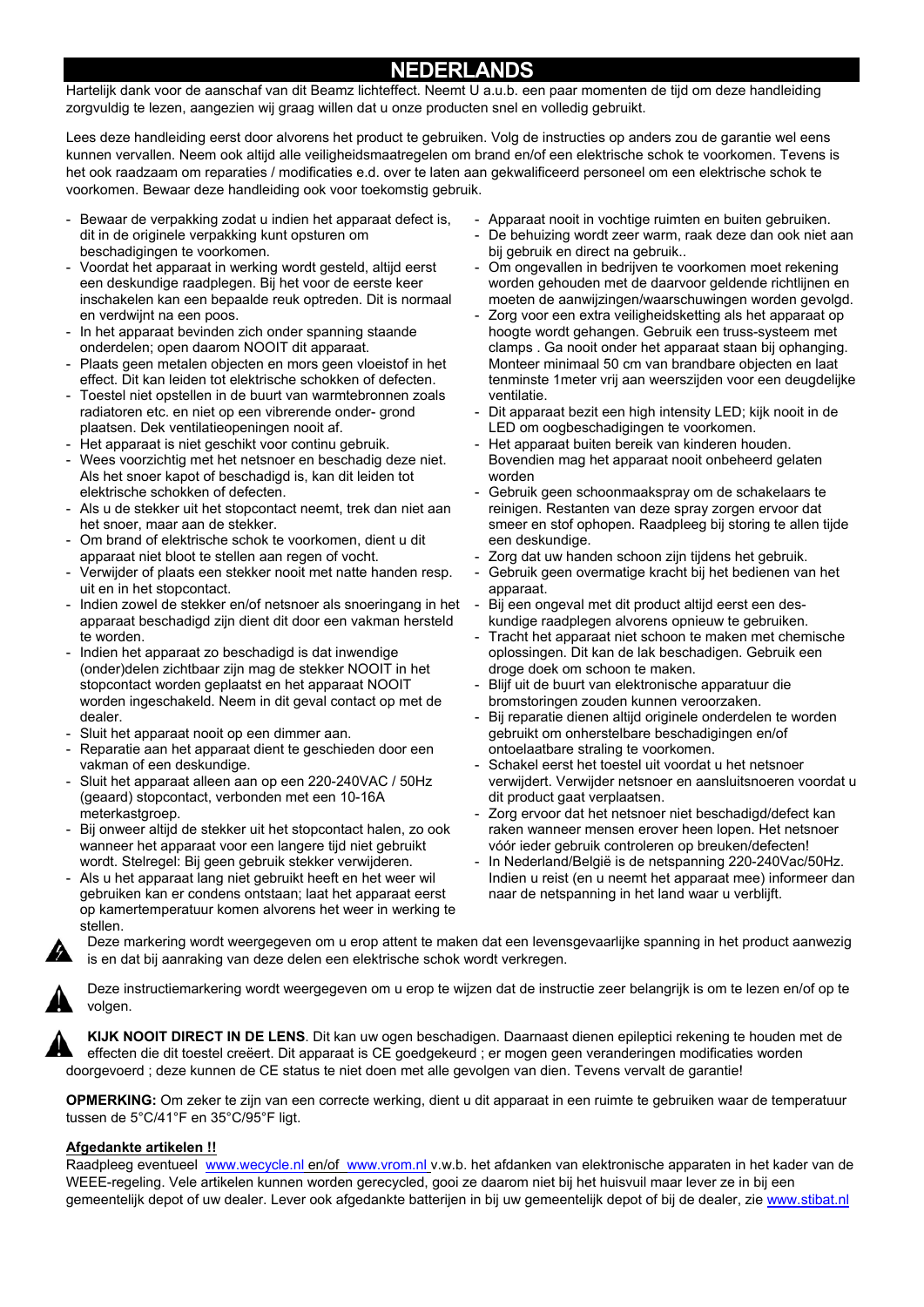# NEDERLANDS

Hartelijk dank voor de aanschaf van dit Beamz lichteffect. Neemt U a.u.b. een paar momenten de tijd om deze handleiding zorgvuldig te lezen, aangezien wij graag willen dat u onze producten snel en volledig gebruikt.

Lees deze handleiding eerst door alvorens het product te gebruiken. Volg de instructies op anders zou de garantie wel eens kunnen vervallen. Neem ook altijd alle veiligheidsmaatregelen om brand en/of een elektrische schok te voorkomen. Tevens is het ook raadzaam om reparaties / modificaties e.d. over te laten aan gekwalificeerd personeel om een elektrische schok te voorkomen. Bewaar deze handleiding ook voor toekomstig gebruik.

- Bewaar de verpakking zodat u indien het apparaat defect is, dit in de originele verpakking kunt opsturen om beschadigingen te voorkomen.
- Voordat het apparaat in werking wordt gesteld, altijd eerst een deskundige raadplegen. Bij het voor de eerste keer inschakelen kan een bepaalde reuk optreden. Dit is normaal en verdwijnt na een poos.
- In het apparaat bevinden zich onder spanning staande onderdelen; open daarom NOOIT dit apparaat.
- Plaats geen metalen objecten en mors geen vloeistof in het effect. Dit kan leiden tot elektrische schokken of defecten.
- Toestel niet opstellen in de buurt van warmtebronnen zoals radiatoren etc. en niet op een vibrerende onder- grond plaatsen. Dek ventilatieopeningen nooit af.
- Het apparaat is niet geschikt voor continu gebruik.
- Wees voorzichtig met het netsnoer en beschadig deze niet. Als het snoer kapot of beschadigd is, kan dit leiden tot elektrische schokken of defecten.
- Als u de stekker uit het stopcontact neemt, trek dan niet aan het snoer, maar aan de stekker.
- Om brand of elektrische schok te voorkomen, dient u dit apparaat niet bloot te stellen aan regen of vocht.
- Verwijder of plaats een stekker nooit met natte handen resp. uit en in het stopcontact.
- Indien zowel de stekker en/of netsnoer als snoeringang in het apparaat beschadigd zijn dient dit door een vakman hersteld te worden.
- Indien het apparaat zo beschadigd is dat inwendige (onder)delen zichtbaar zijn mag de stekker NOOIT in het stopcontact worden geplaatst en het apparaat NOOIT worden ingeschakeld. Neem in dit geval contact op met de dealer.
- Sluit het apparaat nooit op een dimmer aan.
- Reparatie aan het apparaat dient te geschieden door een vakman of een deskundige.
- Sluit het apparaat alleen aan op een 220-240VAC / 50Hz (geaard) stopcontact, verbonden met een 10-16A meterkastgroep.
- Bij onweer altijd de stekker uit het stopcontact halen, zo ook wanneer het apparaat voor een langere tijd niet gebruikt wordt. Stelregel: Bij geen gebruik stekker verwijderen.
- Als u het apparaat lang niet gebruikt heeft en het weer wil gebruiken kan er condens ontstaan; laat het apparaat eerst op kamertemperatuur komen alvorens het weer in werking te stellen.
- Apparaat nooit in vochtige ruimten en buiten gebruiken.
- De behuizing wordt zeer warm, raak deze dan ook niet aan bij gebruik en direct na gebruik..
- Om ongevallen in bedrijven te voorkomen moet rekening worden gehouden met de daarvoor geldende richtlijnen en moeten de aanwijzingen/waarschuwingen worden gevolgd.
- Zorg voor een extra veiligheidsketting als het apparaat op hoogte wordt gehangen. Gebruik een truss-systeem met clamps . Ga nooit onder het apparaat staan bij ophanging. Monteer minimaal 50 cm van brandbare objecten en laat tenminste 1meter vrij aan weerszijden voor een deugdelijke ventilatie.
- Dit apparaat bezit een high intensity LED; kijk nooit in de LED om oogbeschadigingen te voorkomen.
- Het apparaat buiten bereik van kinderen houden. Bovendien mag het apparaat nooit onbeheerd gelaten worden
- Gebruik geen schoonmaakspray om de schakelaars te reinigen. Restanten van deze spray zorgen ervoor dat smeer en stof ophopen. Raadpleeg bij storing te allen tijde een deskundige.
- Zorg dat uw handen schoon zijn tijdens het gebruik.
- Gebruik geen overmatige kracht bij het bedienen van het apparaat.
- Bij een ongeval met dit product altijd eerst een deskundige raadplegen alvorens opnieuw te gebruiken.
- Tracht het apparaat niet schoon te maken met chemische oplossingen. Dit kan de lak beschadigen. Gebruik een droge doek om schoon te maken.
- Blijf uit de buurt van elektronische apparatuur die bromstoringen zouden kunnen veroorzaken.
- Bij reparatie dienen altijd originele onderdelen te worden gebruikt om onherstelbare beschadigingen en/of ontoelaatbare straling te voorkomen.
- Schakel eerst het toestel uit voordat u het netsnoer verwijdert. Verwijder netsnoer en aansluitsnoeren voordat u dit product gaat verplaatsen.
- Zorg ervoor dat het netsnoer niet beschadigd/defect kan raken wanneer mensen erover heen lopen. Het netsnoer vóór ieder gebruik controleren op breuken/defecten!
- In Nederland/België is de netspanning 220-240Vac/50Hz. Indien u reist (en u neemt het apparaat mee) informeer dan naar de netspanning in het land waar u verblijft.

Deze markering wordt weergegeven om u erop attent te maken dat een levensgevaarlijke spanning in het product aanwezig is en dat bij aanraking van deze delen een elektrische schok wordt verkregen.

Deze instructiemarkering wordt weergegeven om u erop te wijzen dat de instructie zeer belangrijk is om te lezen en/of op te volgen.

**KIJK NOOIT DIRECT IN DE LENS**. Dit kan uw ogen beschadigen. Daarnaast dienen epileptici rekening te houden met de effecten die dit toestel creëert. Dit apparaat is CE goedgekeurd ; er mogen geen veranderingen modificaties worden doorgevoerd ; deze kunnen de CE status te niet doen met alle gevolgen van dien. Tevens vervalt de garantie!

**OPMERKING:** Om zeker te zijn van een correcte werking, dient u dit apparaat in een ruimte te gebruiken waar de temperatuur tussen de 5°C/41°F en 35°C/95°F ligt.

**Afgedankte artikelen !!**

Raadpleeg eventueel www.wecycle.nl en/of www.vrom.nl v.w.b. het afdanken van elektronische apparaten in het kader van de WEEE-regeling. Vele artikelen kunnen worden gerecycled, gooi ze daarom niet bij het huisvuil maar lever ze in bij een gemeentelijk depot of uw dealer. Lever ook afgedankte batterijen in bij uw gemeentelijk depot of bij de dealer, zie www.stibat.nl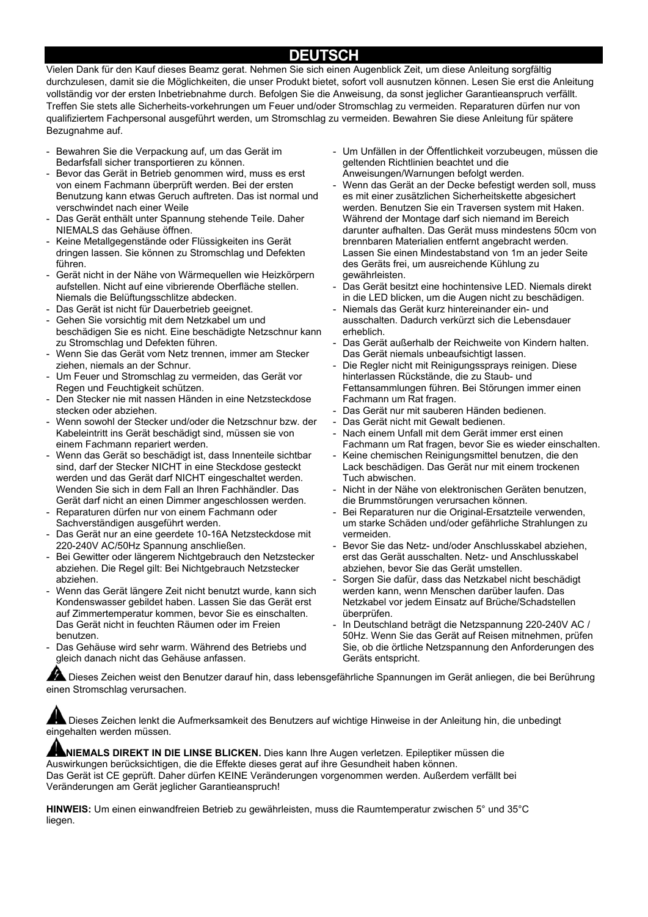# DEUTSCH

Vielen Dank für den Kauf dieses Beamz gerat. Nehmen Sie sich einen Augenblick Zeit, um diese Anleitung sorgfältig durchzulesen, damit sie die Möglichkeiten, die unser Produkt bietet, sofort voll ausnutzen können. Lesen Sie erst die Anleitung vollständig vor der ersten Inbetriebnahme durch. Befolgen Sie die Anweisung, da sonst jeglicher Garantieanspruch verfällt. Treffen Sie stets alle Sicherheits-vorkehrungen um Feuer und/oder Stromschlag zu vermeiden. Reparaturen dürfen nur von qualifiziertem Fachpersonal ausgeführt werden, um Stromschlag zu vermeiden. Bewahren Sie diese Anleitung für spätere Bezugnahme auf.

- Bewahren Sie die Verpackung auf, um das Gerät im Bedarfsfall sicher transportieren zu können.
- Bevor das Gerät in Betrieb genommen wird, muss es erst von einem Fachmann überprüft werden. Bei der ersten Benutzung kann etwas Geruch auftreten. Das ist normal und verschwindet nach einer Weile
- Das Gerät enthält unter Spannung stehende Teile. Daher NIEMALS das Gehäuse öffnen.
- Keine Metallgegenstände oder Flüssigkeiten ins Gerät dringen lassen. Sie können zu Stromschlag und Defekten führen.
- Gerät nicht in der Nähe von Wärmequellen wie Heizkörpern aufstellen. Nicht auf eine vibrierende Oberfläche stellen. Niemals die Belüftungsschlitze abdecken.
- Das Gerät ist nicht für Dauerbetrieb geeignet.
- Gehen Sie vorsichtig mit dem Netzkabel um und beschädigen Sie es nicht. Eine beschädigte Netzschnur kann zu Stromschlag und Defekten führen.
- Wenn Sie das Gerät vom Netz trennen, immer am Stecker ziehen, niemals an der Schnur.
- Um Feuer und Stromschlag zu vermeiden, das Gerät vor Regen und Feuchtigkeit schützen.
- Den Stecker nie mit nassen Händen in eine Netzsteckdose stecken oder abziehen.
- Wenn sowohl der Stecker und/oder die Netzschnur bzw. der Kabeleintritt ins Gerät beschädigt sind, müssen sie von einem Fachmann repariert werden.
- Wenn das Gerät so beschädigt ist, dass Innenteile sichtbar sind, darf der Stecker NICHT in eine Steckdose gesteckt werden und das Gerät darf NICHT eingeschaltet werden. Wenden Sie sich in dem Fall an Ihren Fachhändler. Das Gerät darf nicht an einen Dimmer angeschlossen werden.
- Reparaturen dürfen nur von einem Fachmann oder Sachverständigen ausgeführt werden.
- Das Gerät nur an eine geerdete 10-16A Netzsteckdose mit 220-240V AC/50Hz Spannung anschließen.
- Bei Gewitter oder längerem Nichtgebrauch den Netzstecker abziehen. Die Regel gilt: Bei Nichtgebrauch Netzstecker abziehen.
- Wenn das Gerät längere Zeit nicht benutzt wurde, kann sich Kondenswasser gebildet haben. Lassen Sie das Gerät erst auf Zimmertemperatur kommen, bevor Sie es einschalten. Das Gerät nicht in feuchten Räumen oder im Freien benutzen.
- Das Gehäuse wird sehr warm. Während des Betriebs und gleich danach nicht das Gehäuse anfassen.
- Um Unfällen in der Öffentlichkeit vorzubeugen, müssen die geltenden Richtlinien beachtet und die Anweisungen/Warnungen befolgt werden.
- Wenn das Gerät an der Decke befestigt werden soll, muss es mit einer zusätzlichen Sicherheitskette abgesichert werden. Benutzen Sie ein Traversen system mit Haken. Während der Montage darf sich niemand im Bereich darunter aufhalten. Das Gerät muss mindestens 50cm von brennbaren Materialien entfernt angebracht werden. Lassen Sie einen Mindestabstand von 1m an jeder Seite des Geräts frei, um ausreichende Kühlung zu gewährleisten.
- Das Gerät besitzt eine hochintensive LED. Niemals direkt in die LED blicken, um die Augen nicht zu beschädigen.
- Niemals das Gerät kurz hintereinander ein- und ausschalten. Dadurch verkürzt sich die Lebensdauer erheblich.
- Das Gerät außerhalb der Reichweite von Kindern halten. Das Gerät niemals unbeaufsichtigt lassen.
- Die Regler nicht mit Reinigungssprays reinigen. Diese hinterlassen Rückstände, die zu Staub- und Fettansammlungen führen. Bei Störungen immer einen Fachmann um Rat fragen.
- Das Gerät nur mit sauberen Händen bedienen.
- Das Gerät nicht mit Gewalt bedienen.
- Nach einem Unfall mit dem Gerät immer erst einen Fachmann um Rat fragen, bevor Sie es wieder einschalten.
- Keine chemischen Reinigungsmittel benutzen, die den Lack beschädigen. Das Gerät nur mit einem trockenen Tuch abwischen.
- Nicht in der Nähe von elektronischen Geräten benutzen, die Brummstörungen verursachen können.
- Bei Reparaturen nur die Original-Ersatzteile verwenden, um starke Schäden und/oder gefährliche Strahlungen zu vermeiden.
- Bevor Sie das Netz- und/oder Anschlusskabel abziehen, erst das Gerät ausschalten. Netz- und Anschlusskabel abziehen, bevor Sie das Gerät umstellen.
- Sorgen Sie dafür, dass das Netzkabel nicht beschädigt werden kann, wenn Menschen darüber laufen. Das Netzkabel vor jedem Einsatz auf Brüche/Schadstellen überprüfen.
- In Deutschland beträgt die Netzspannung 220-240V AC / 50Hz. Wenn Sie das Gerät auf Reisen mitnehmen, prüfen Sie, ob die örtliche Netzspannung den Anforderungen des Geräts entspricht.

Dieses Zeichen weist den Benutzer darauf hin, dass lebensgefährliche Spannungen im Gerät anliegen, die bei Berührung einen Stromschlag verursachen.

Dieses Zeichen lenkt die Aufmerksamkeit des Benutzers auf wichtige Hinweise in der Anleitung hin, die unbedingt eingehalten werden müssen.

**NIEMALS DIREKT IN DIE LINSE BLICKEN.** Dies kann Ihre Augen verletzen. Epileptiker müssen die Auswirkungen berücksichtigen, die die Effekte dieses gerat auf ihre Gesundheit haben können.
Das Gerät ist CE geprüft. Daher dürfen KEINE Veränderungen vorgenommen werden. Außerdem verfällt bei Veränderungen am Gerät jeglicher Garantieanspruch!

**HINWEIS:** Um einen einwandfreien Betrieb zu gewährleisten, muss die Raumtemperatur zwischen 5° und 35°C liegen.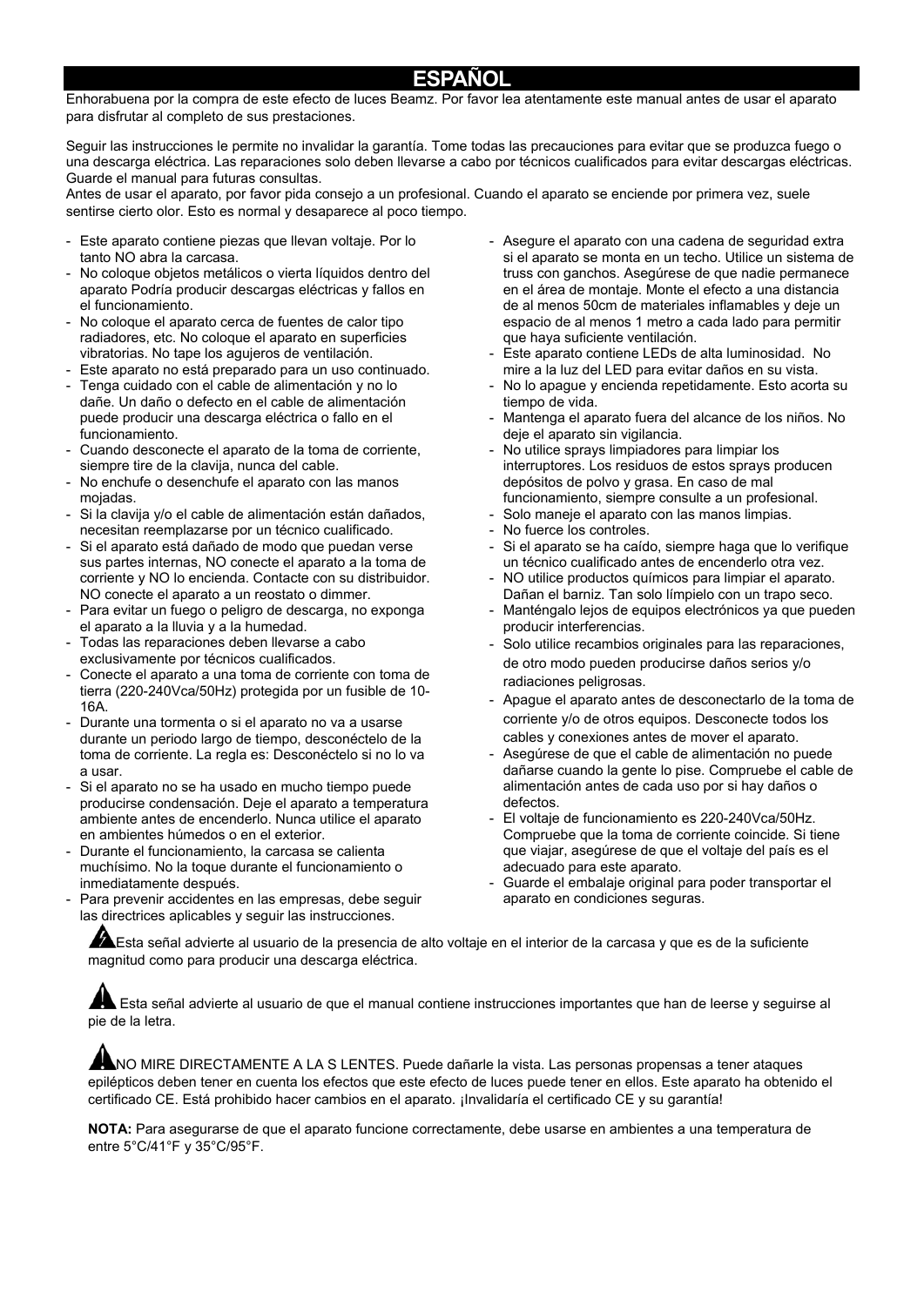# ESPAÑOL

Enhorabuena por la compra de este efecto de luces Beamz. Por favor lea atentamente este manual antes de usar el aparato para disfrutar al completo de sus prestaciones.

Seguir las instrucciones le permite no invalidar la garantía. Tome todas las precauciones para evitar que se produzca fuego o una descarga eléctrica. Las reparaciones solo deben llevarse a cabo por técnicos cualificados para evitar descargas eléctricas. Guarde el manual para futuras consultas.
Antes de usar el aparato, por favor pida consejo a un profesional. Cuando el aparato se enciende por primera vez, suele sentirse cierto olor. Esto es normal y desaparece al poco tiempo.

- Este aparato contiene piezas que llevan voltaje. Por lo tanto NO abra la carcasa.
- No coloque objetos metálicos o vierta líquidos dentro del aparato Podría producir descargas eléctricas y fallos en el funcionamiento.
- No coloque el aparato cerca de fuentes de calor tipo radiadores, etc. No coloque el aparato en superficies vibratorias. No tape los agujeros de ventilación.
- Este aparato no está preparado para un uso continuado.
- Tenga cuidado con el cable de alimentación y no lo dañe. Un daño o defecto en el cable de alimentación puede producir una descarga eléctrica o fallo en el funcionamiento.
- Cuando desconecte el aparato de la toma de corriente, siempre tire de la clavija, nunca del cable.
- No enchufe o desenchufe el aparato con las manos mojadas.
- Si la clavija y/o el cable de alimentación están dañados, necesitan reemplazarse por un técnico cualificado.
- Si el aparato está dañado de modo que puedan verse sus partes internas, NO conecte el aparato a la toma de corriente y NO lo encienda. Contacte con su distribuidor. NO conecte el aparato a un reostato o dimmer.
- Para evitar un fuego o peligro de descarga, no exponga el aparato a la lluvia y a la humedad.
- Todas las reparaciones deben llevarse a cabo exclusivamente por técnicos cualificados.
- Conecte el aparato a una toma de corriente con toma de tierra (220-240Vca/50Hz) protegida por un fusible de 10-16A.
- Durante una tormenta o si el aparato no va a usarse durante un periodo largo de tiempo, desconéctelo de la toma de corriente. La regla es: Desconéctelo si no lo va a usar.
- Si el aparato no se ha usado en mucho tiempo puede producirse condensación. Deje el aparato a temperatura ambiente antes de encenderlo. Nunca utilice el aparato en ambientes húmedos o en el exterior.
- Durante el funcionamiento, la carcasa se calienta muchísimo. No la toque durante el funcionamiento o inmediatamente después.
- Para prevenir accidentes en las empresas, debe seguir las directrices aplicables y seguir las instrucciones.
- Asegure el aparato con una cadena de seguridad extra si el aparato se monta en un techo. Utilice un sistema de truss con ganchos. Asegúrese de que nadie permanece en el área de montaje. Monte el efecto a una distancia de al menos 50cm de materiales inflamables y deje un espacio de al menos 1 metro a cada lado para permitir que haya suficiente ventilación.
- Este aparato contiene LEDs de alta luminosidad. No mire a la luz del LED para evitar daños en su vista.
- No lo apague y encienda repetidamente. Esto acorta su tiempo de vida.
- Mantenga el aparato fuera del alcance de los niños. No deje el aparato sin vigilancia.
- No utilice sprays limpiadores para limpiar los interruptores. Los residuos de estos sprays producen depósitos de polvo y grasa. En caso de mal funcionamiento, siempre consulte a un profesional.
- Solo maneje el aparato con las manos limpias.
- No fuerce los controles.
- Si el aparato se ha caído, siempre haga que lo verifique un técnico cualificado antes de encenderlo otra vez.
- NO utilice productos químicos para limpiar el aparato. Dañan el barniz. Tan solo límpielo con un trapo seco.
- Manténgalo lejos de equipos electrónicos ya que pueden producir interferencias.
- Solo utilice recambios originales para las reparaciones, de otro modo pueden producirse daños serios y/o radiaciones peligrosas.
- Apague el aparato antes de desconectarlo de la toma de corriente y/o de otros equipos. Desconecte todos los cables y conexiones antes de mover el aparato.
- Asegúrese de que el cable de alimentación no puede dañarse cuando la gente lo pise. Compruebe el cable de alimentación antes de cada uso por si hay daños o defectos.
- El voltaje de funcionamiento es 220-240Vca/50Hz. Compruebe que la toma de corriente coincide. Si tiene que viajar, asegúrese de que el voltaje del país es el adecuado para este aparato.
- Guarde el embalaje original para poder transportar el aparato en condiciones seguras.

Esta señal advierte al usuario de la presencia de alto voltaje en el interior de la carcasa y que es de la suficiente magnitud como para producir una descarga eléctrica.

Esta señal advierte al usuario de que el manual contiene instrucciones importantes que han de leerse y seguirse al pie de la letra.

NO MIRE DIRECTAMENTE A LA S LENTES. Puede dañarle la vista. Las personas propensas a tener ataques epilépticos deben tener en cuenta los efectos que este efecto de luces puede tener en ellos. Este aparato ha obtenido el certificado CE. Está prohibido hacer cambios en el aparato. ¡Invalidaría el certificado CE y su garantía!

**NOTA:** Para asegurarse de que el aparato funcione correctamente, debe usarse en ambientes a una temperatura de entre 5°C/41°F y 35°C/95°F.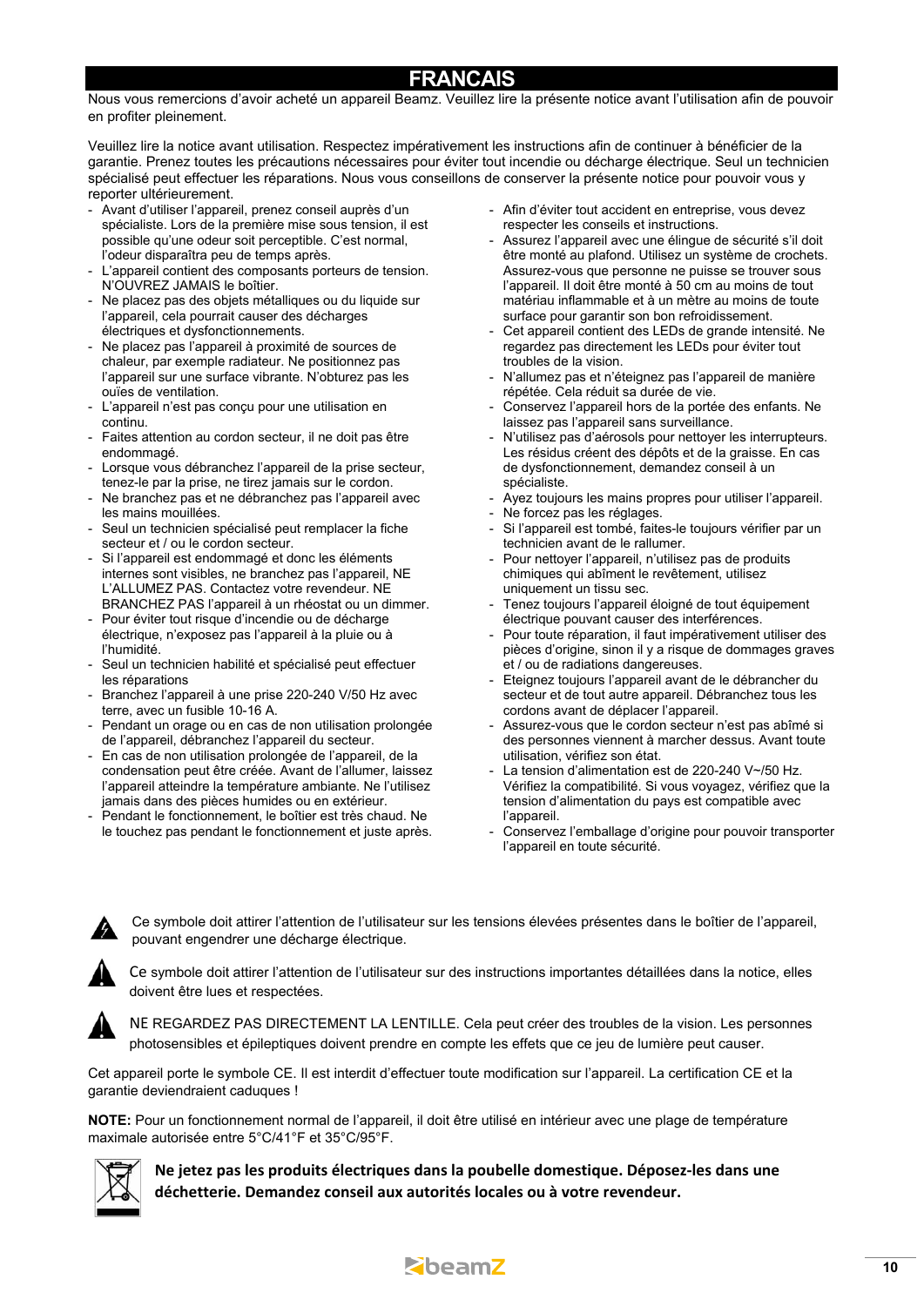# FRANCAIS

Nous vous remercions d'avoir acheté un appareil Beamz. Veuillez lire la présente notice avant l'utilisation afin de pouvoir en profiter pleinement.

Veuillez lire la notice avant utilisation. Respectez impérativement les instructions afin de continuer à bénéficier de la garantie. Prenez toutes les précautions nécessaires pour éviter tout incendie ou décharge électrique. Seul un technicien spécialisé peut effectuer les réparations. Nous vous conseillons de conserver la présente notice pour pouvoir vous y reporter ultérieurement.

- Avant d'utiliser l'appareil, prenez conseil auprès d'un spécialiste. Lors de la première mise sous tension, il est possible qu'une odeur soit perceptible. C'est normal, l'odeur disparaîtra peu de temps après.
- L'appareil contient des composants porteurs de tension. N'OUVREZ JAMAIS le boîtier.
- Ne placez pas des objets métalliques ou du liquide sur l'appareil, cela pourrait causer des décharges électriques et dysfonctionnements.
- Ne placez pas l'appareil à proximité de sources de chaleur, par exemple radiateur. Ne positionnez pas l'appareil sur une surface vibrante. N'obturez pas les ouïes de ventilation.
- L'appareil n'est pas conçu pour une utilisation en continu.
- Faites attention au cordon secteur, il ne doit pas être endommagé.
- Lorsque vous débranchez l'appareil de la prise secteur, tenez-le par la prise, ne tirez jamais sur le cordon.
- Ne branchez pas et ne débranchez pas l'appareil avec les mains mouillées.
- Seul un technicien spécialisé peut remplacer la fiche secteur et / ou le cordon secteur.
- Si l'appareil est endommagé et donc les éléments internes sont visibles, ne branchez pas l'appareil, NE L'ALLUMEZ PAS. Contactez votre revendeur. NE BRANCHEZ PAS l'appareil à un rhéostat ou un dimmer.
- Pour éviter tout risque d'incendie ou de décharge électrique, n'exposez pas l'appareil à la pluie ou à l'humidité.
- Seul un technicien habilité et spécialisé peut effectuer les réparations
- Branchez l'appareil à une prise 220-240 V/50 Hz avec terre, avec un fusible 10-16 A.
- Pendant un orage ou en cas de non utilisation prolongée de l'appareil, débranchez l'appareil du secteur.
- En cas de non utilisation prolongée de l'appareil, de la condensation peut être créée. Avant de l'allumer, laissez l'appareil atteindre la température ambiante. Ne l'utilisez jamais dans des pièces humides ou en extérieur.
- Pendant le fonctionnement, le boîtier est très chaud. Ne le touchez pas pendant le fonctionnement et juste après.
- Afin d'éviter tout accident en entreprise, vous devez respecter les conseils et instructions.
- Assurez l'appareil avec une élingue de sécurité s'il doit être monté au plafond. Utilisez un système de crochets. Assurez-vous que personne ne puisse se trouver sous l'appareil. Il doit être monté à 50 cm au moins de tout matériau inflammable et à un mètre au moins de toute surface pour garantir son bon refroidissement.
- Cet appareil contient des LEDs de grande intensité. Ne regardez pas directement les LEDs pour éviter tout troubles de la vision.
- N'allumez pas et n'éteignez pas l'appareil de manière répétée. Cela réduit sa durée de vie.
- Conservez l'appareil hors de la portée des enfants. Ne laissez pas l'appareil sans surveillance.
- N'utilisez pas d'aérosols pour nettoyer les interrupteurs. Les résidus créent des dépôts et de la graisse. En cas de dysfonctionnement, demandez conseil à un spécialiste.
- Ayez toujours les mains propres pour utiliser l'appareil.
- Ne forcez pas les réglages.
- Si l'appareil est tombé, faites-le toujours vérifier par un technicien avant de le rallumer.
- Pour nettoyer l'appareil, n'utilisez pas de produits chimiques qui abîment le revêtement, utilisez uniquement un tissu sec.
- Tenez toujours l'appareil éloigné de tout équipement électrique pouvant causer des interférences.
- Pour toute réparation, il faut impérativement utiliser des pièces d'origine, sinon il y a risque de dommages graves et / ou de radiations dangereuses.
- Eteignez toujours l'appareil avant de le débrancher du secteur et de tout autre appareil. Débranchez tous les cordons avant de déplacer l'appareil.
- Assurez-vous que le cordon secteur n'est pas abîmé si des personnes viennent à marcher dessus. Avant toute utilisation, vérifiez son état.
- La tension d'alimentation est de 220-240 V~/50 Hz. Vérifiez la compatibilité. Si vous voyagez, vérifiez que la tension d'alimentation du pays est compatible avec l'appareil.
- Conservez l'emballage d'origine pour pouvoir transporter l'appareil en toute sécurité.

Ce symbole doit attirer l'attention de l'utilisateur sur les tensions élevées présentes dans le boîtier de l'appareil, pouvant engendrer une décharge électrique.

Ce symbole doit attirer l'attention de l'utilisateur sur des instructions importantes détaillées dans la notice, elles doivent être lues et respectées.

NE REGARDEZ PAS DIRECTEMENT LA LENTILLE. Cela peut créer des troubles de la vision. Les personnes photosensibles et épileptiques doivent prendre en compte les effets que ce jeu de lumière peut causer.

Cet appareil porte le symbole CE. Il est interdit d'effectuer toute modification sur l'appareil. La certification CE et la garantie deviendraient caduques !

**NOTE:** Pour un fonctionnement normal de l'appareil, il doit être utilisé en intérieur avec une plage de température maximale autorisée entre 5°C/41°F et 35°C/95°F.

**Ne jetez pas les produits électriques dans la poubelle domestique. Déposez-les dans une déchetterie. Demandez conseil aux autorités locales ou à votre revendeur.**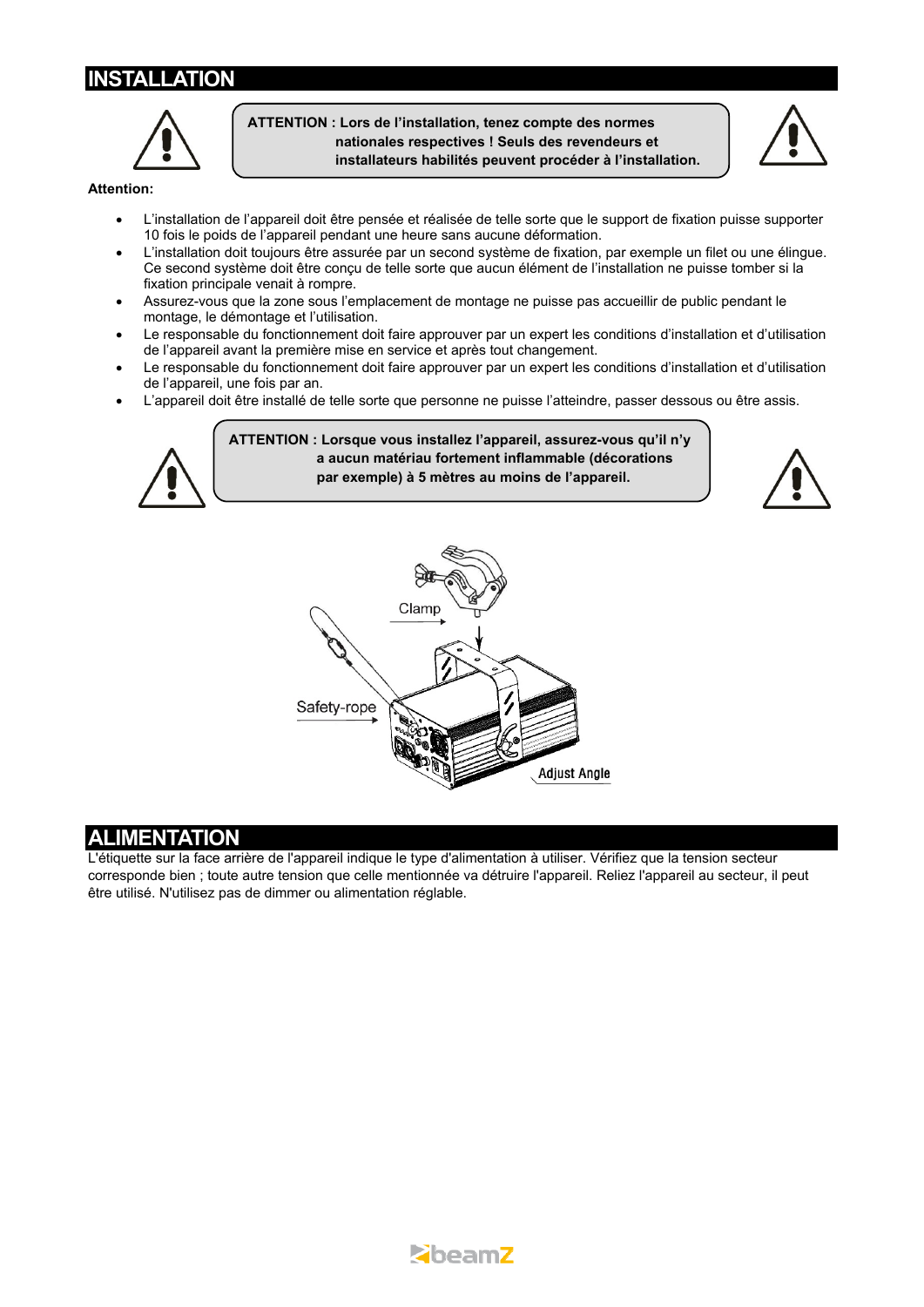## INSTALLATION

**ATTENTION : Lors de l'installation, tenez compte des normes nationales respectives ! Seuls des revendeurs et installateurs habilités peuvent procéder à l'installation.**

**Attention:**

- L'installation de l'appareil doit être pensée et réalisée de telle sorte que le support de fixation puisse supporter 10 fois le poids de l'appareil pendant une heure sans aucune déformation.
- L'installation doit toujours être assurée par un second système de fixation, par exemple un filet ou une élingue. Ce second système doit être conçu de telle sorte que aucun élément de l'installation ne puisse tomber si la fixation principale venait à rompre.
- Assurez-vous que la zone sous l'emplacement de montage ne puisse pas accueillir de public pendant le montage, le démontage et l'utilisation.
- Le responsable du fonctionnement doit faire approuver par un expert les conditions d'installation et d'utilisation de l'appareil avant la première mise en service et après tout changement.
- Le responsable du fonctionnement doit faire approuver par un expert les conditions d'installation et d'utilisation de l'appareil, une fois par an.
- L'appareil doit être installé de telle sorte que personne ne puisse l'atteindre, passer dessous ou être assis.

**ATTENTION : Lorsque vous installez l'appareil, assurez-vous qu'il n'y a aucun matériau fortement inflammable (décorations par exemple) à 5 mètres au moins de l'appareil.**

Clamp

Safety-rope

Adjust Angle

## ALIMENTATION

L'étiquette sur la face arrière de l'appareil indique le type d'alimentation à utiliser. Vérifiez que la tension secteur corresponde bien ; toute autre tension que celle mentionnée va détruire l'appareil. Reliez l'appareil au secteur, il peut être utilisé. N'utilisez pas de dimmer ou alimentation réglable.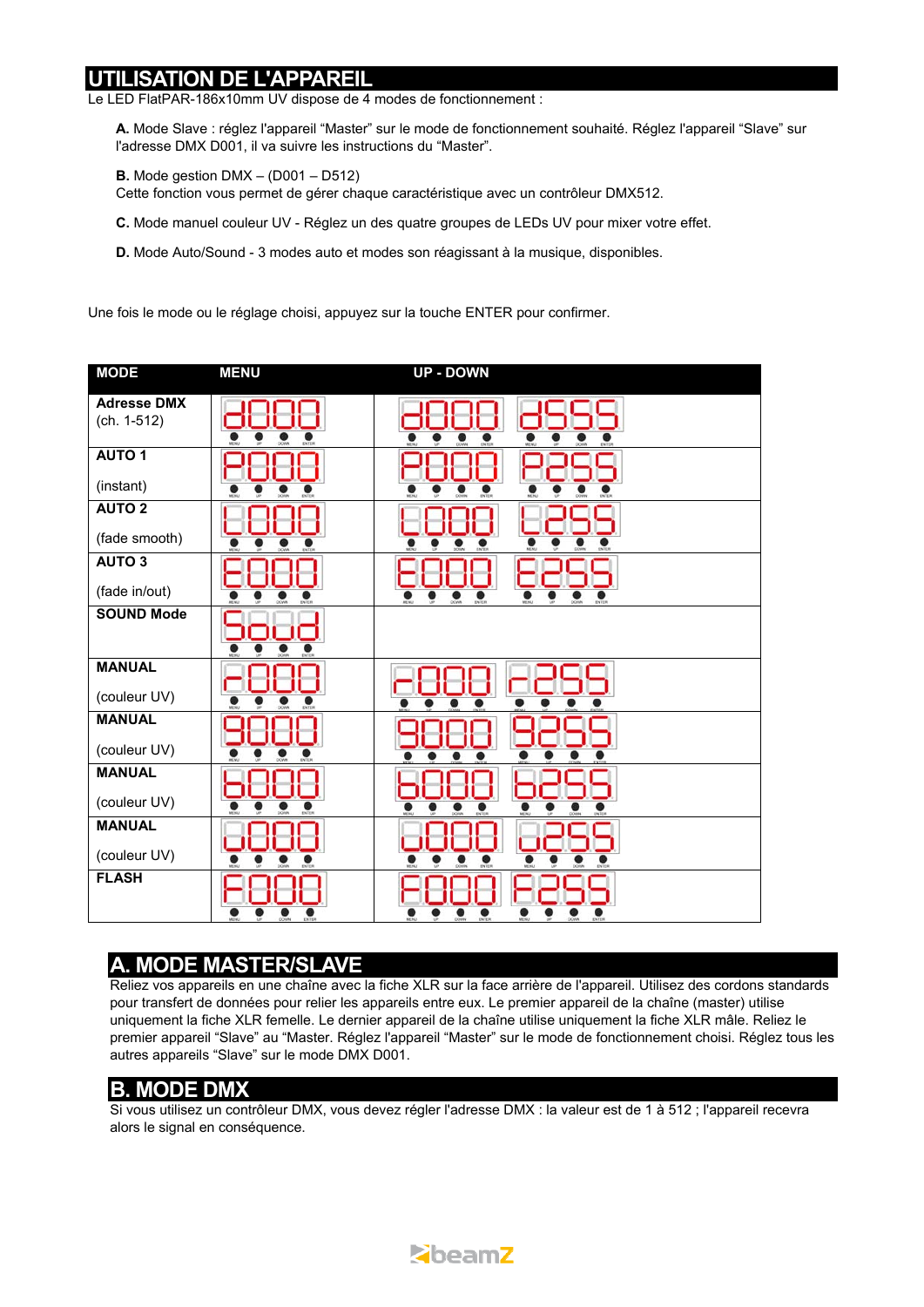# UTILISATION DE L'APPAREIL

Le LED FlatPAR-186x10mm UV dispose de 4 modes de fonctionnement :

**A.** Mode Slave : réglez l'appareil “Master” sur le mode de fonctionnement souhaité. Réglez l'appareil “Slave” sur l'adresse DMX D001, il va suivre les instructions du “Master”.

**B.** Mode gestion DMX – (D001 – D512)
Cette fonction vous permet de gérer chaque caractéristique avec un contrôleur DMX512.

**C.** Mode manuel couleur UV - Réglez un des quatre groupes de LEDs UV pour mixer votre effet.

**D.** Mode Auto/Sound - 3 modes auto et modes son réagissant à la musique, disponibles.

Une fois le mode ou le réglage choisi, appuyez sur la touche ENTER pour confirmer.

| MODE | MENU | UP - DOWN |
|---|---|---|
| **Adresse DMX** (ch. 1-512) | d000 | d000 – d555 |
| **AUTO 1** (instant) | P000 | P000 – P255 |
| **AUTO 2** (fade smooth) | L000 | L000 – L255 |
| **AUTO 3** (fade in/out) | E000 | E000 – E255 |
| **SOUND Mode** | Soud | |
| **MANUAL** (couleur UV) | r000 | r000 – r255 |
| **MANUAL** (couleur UV) | 9000 | 9000 – 9255 |
| **MANUAL** (couleur UV) | b000 | b000 – b255 |
| **MANUAL** (couleur UV) | U000 | U000 – U255 |
| **FLASH** | F000 | F000 – F255 |

## A. MODE MASTER/SLAVE

Reliez vos appareils en une chaîne avec la fiche XLR sur la face arrière de l'appareil. Utilisez des cordons standards pour transfert de données pour relier les appareils entre eux. Le premier appareil de la chaîne (master) utilise uniquement la fiche XLR femelle. Le dernier appareil de la chaîne utilise uniquement la fiche XLR mâle. Reliez le premier appareil “Slave” au “Master. Réglez l'appareil “Master” sur le mode de fonctionnement choisi. Réglez tous les autres appareils “Slave” sur le mode DMX D001.

## B. MODE DMX

Si vous utilisez un contrôleur DMX, vous devez régler l'adresse DMX : la valeur est de 1 à 512 ; l'appareil recevra alors le signal en conséquence.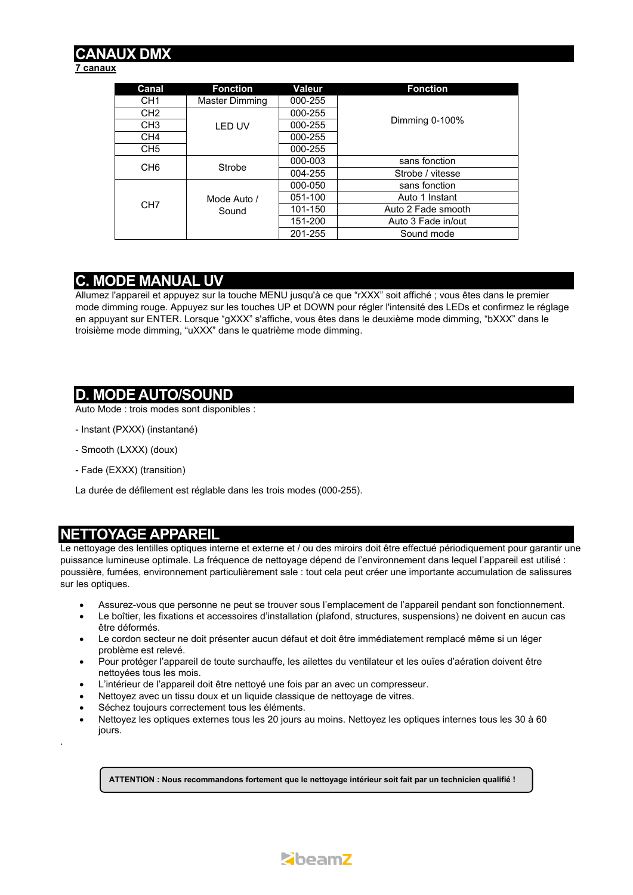## CANAUX DMX

**7 canaux**

| Canal | Fonction | Valeur | Fonction |
|---|---|---|---|
| CH1 | Master Dimming | 000-255 | Dimming 0-100% |
| CH2 | LED UV | 000-255 | |
| CH3 | | 000-255 | |
| CH4 | | 000-255 | |
| CH5 | | 000-255 | |
| CH6 | Strobe | 000-003 | sans fonction |
| | | 004-255 | Strobe / vitesse |
| CH7 | Mode Auto / Sound | 000-050 | sans fonction |
| | | 051-100 | Auto 1 Instant |
| | | 101-150 | Auto 2 Fade smooth |
| | | 151-200 | Auto 3 Fade in/out |
| | | 201-255 | Sound mode |

## C. MODE MANUAL UV

Allumez l'appareil et appuyez sur la touche MENU jusqu'à ce que “rXXX” soit affiché ; vous êtes dans le premier mode dimming rouge. Appuyez sur les touches UP et DOWN pour régler l'intensité des LEDs et confirmez le réglage en appuyant sur ENTER. Lorsque “gXXX” s'affiche, vous êtes dans le deuxième mode dimming, “bXXX” dans le troisième mode dimming, “uXXX” dans le quatrième mode dimming.

## D. MODE AUTO/SOUND

Auto Mode : trois modes sont disponibles :

- Instant (PXXX) (instantané)

- Smooth (LXXX) (doux)

- Fade (EXXX) (transition)

La durée de défilement est réglable dans les trois modes (000-255).

## NETTOYAGE APPAREIL

Le nettoyage des lentilles optiques interne et externe et / ou des miroirs doit être effectué périodiquement pour garantir une puissance lumineuse optimale. La fréquence de nettoyage dépend de l’environnement dans lequel l’appareil est utilisé : poussière, fumées, environnement particulièrement sale : tout cela peut créer une importante accumulation de salissures sur les optiques.

- Assurez-vous que personne ne peut se trouver sous l’emplacement de l’appareil pendant son fonctionnement.
- Le boîtier, les fixations et accessoires d’installation (plafond, structures, suspensions) ne doivent en aucun cas être déformés.
- Le cordon secteur ne doit présenter aucun défaut et doit être immédiatement remplacé même si un léger problème est relevé.
- Pour protéger l’appareil de toute surchauffe, les ailettes du ventilateur et les ouïes d’aération doivent être nettoyées tous les mois.
- L’intérieur de l’appareil doit être nettoyé une fois par an avec un compresseur.
- Nettoyez avec un tissu doux et un liquide classique de nettoyage de vitres.
- Séchez toujours correctement tous les éléments.
- Nettoyez les optiques externes tous les 20 jours au moins. Nettoyez les optiques internes tous les 30 à 60 jours.

.

**ATTENTION : Nous recommandons fortement que le nettoyage intérieur soit fait par un technicien qualifié !**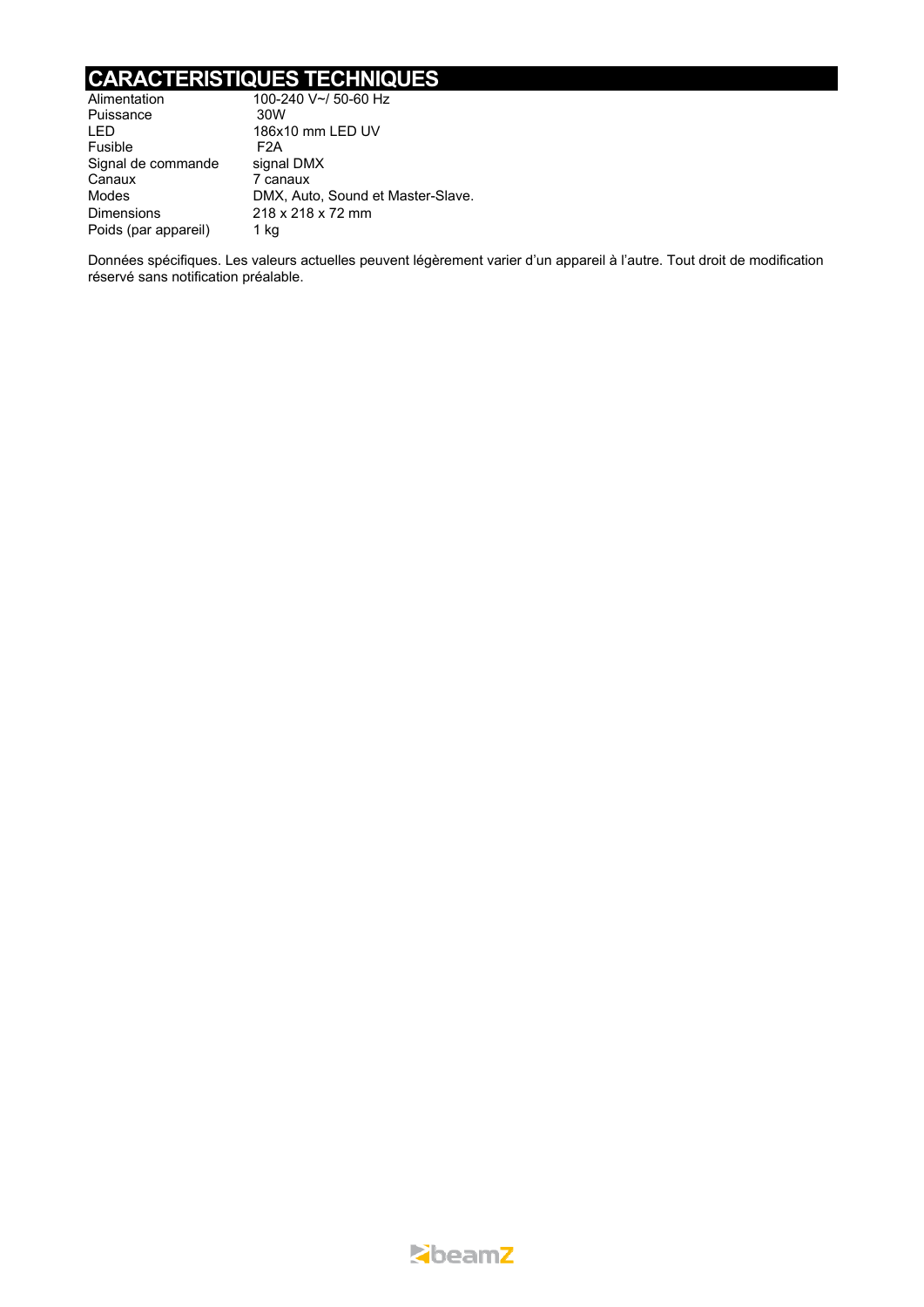# CARACTERISTIQUES TECHNIQUES

| | |
|---|---|
| Alimentation | 100-240 V~/ 50-60 Hz |
| Puissance | 30W |
| LED | 186x10 mm LED UV |
| Fusible | F2A |
| Signal de commande | signal DMX |
| Canaux | 7 canaux |
| Modes | DMX, Auto, Sound et Master-Slave. |
| Dimensions | 218 x 218 x 72 mm |
| Poids (par appareil) | 1 kg |

Données spécifiques. Les valeurs actuelles peuvent légèrement varier d'un appareil à l'autre. Tout droit de modification réservé sans notification préalable.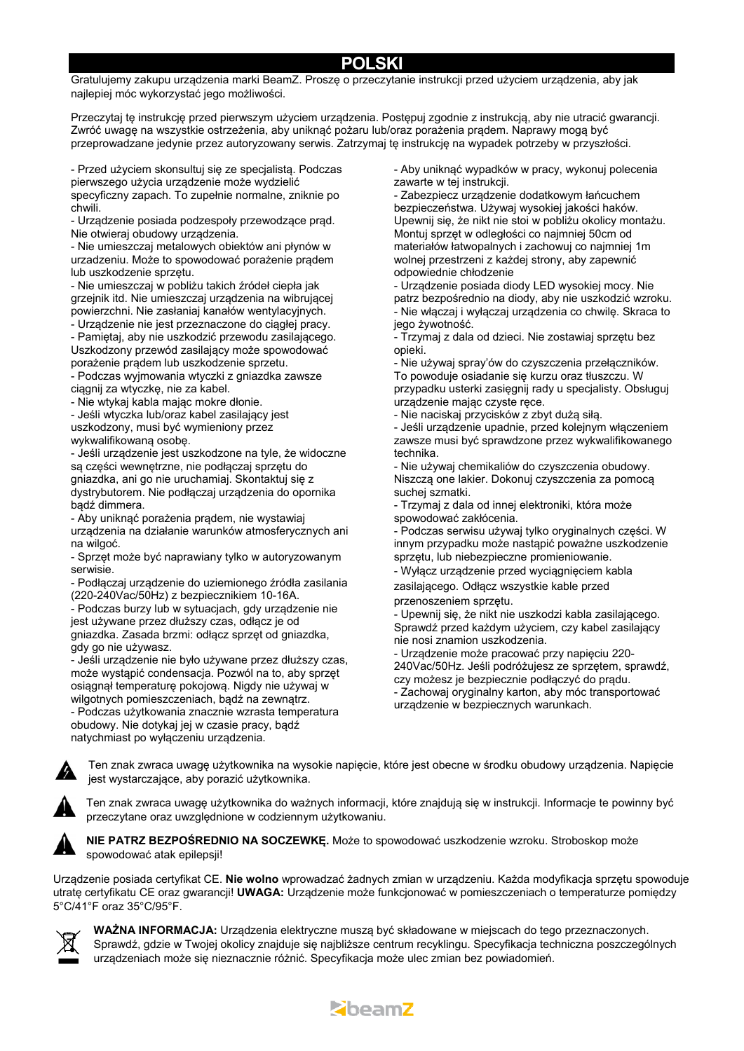# POLSKI

Gratulujemy zakupu urządzenia marki BeamZ. Proszę o przeczytanie instrukcji przed użyciem urządzenia, aby jak najlepiej móc wykorzystać jego możliwości.

Przeczytaj tę instrukcję przed pierwszym użyciem urządzenia. Postępuj zgodnie z instrukcją, aby nie utracić gwarancji. Zwróć uwagę na wszystkie ostrzeżenia, aby uniknąć pożaru lub/oraz porażenia prądem. Naprawy mogą być przeprowadzane jedynie przez autoryzowany serwis. Zatrzymaj tę instrukcję na wypadek potrzeby w przyszłości.

- Przed użyciem skonsultuj się ze specjalistą. Podczas pierwszego użycia urządzenie może wydzielić specyficzny zapach. To zupełnie normalne, zniknie po chwili.
- Urządzenie posiada podzespoły przewodzące prąd. Nie otwieraj obudowy urządzenia.
- Nie umieszczaj metalowych obiektów ani płynów w urazdzeniu. Może to spowodować porażenie prądem lub uszkodzenie sprzętu.
- Nie umieszczaj w pobliżu takich źródeł ciepła jak grzejnik itd. Nie umieszczaj urządzenia na wibrującej powierzchni. Nie zasłaniaj kanałów wentylacyjnych.
- Urządzenie nie jest przeznaczone do ciągłej pracy.
- Pamiętaj, aby nie uszkodzić przewodu zasilającego. Uszkodzony przewód zasilający może spowodować porażenie prądem lub uszkodzenie sprzetu.
- Podczas wyjmowania wtyczki z gniazdka zawsze ciągnij za wtyczkę, nie za kabel.
- Nie wtykaj kabla mając mokre dłonie.
- Jeśli wtyczka lub/oraz kabel zasilający jest uszkodzony, musi być wymieniony przez wykwalifikowaną osobę.
- Jeśli urządzenie jest uszkodzone na tyle, że widoczne są części wewnętrzne, nie podłączaj sprzętu do gniazdka, ani go nie uruchamiaj. Skontaktuj się z dystrybutorem. Nie podłączaj urządzenia do opornika bądź dimmera.
- Aby uniknąć porażenia prądem, nie wystawiaj urządzenia na działanie warunków atmosferycznych ani na wilgoć.
- Sprzęt może być naprawiany tylko w autoryzowanym serwisie.
- Podłączaj urządzenie do uziemionego źródła zasilania (220-240Vac/50Hz) z bezpiecznikiem 10-16A.
- Podczas burzy lub w sytuacjach, gdy urządzenie nie jest używane przez dłuższy czas, odłącz je od gniazdka. Zasada brzmi: odłącz sprzęt od gniazdka, gdy go nie używasz.
- Jeśli urządzenie nie było używane przez dłuższy czas, może wystąpić condensacja. Pozwól na to, aby sprzęt osiągnął temperaturę pokojową. Nigdy nie używaj w wilgotnych pomieszczeniach, bądź na zewnątrz.
- Podczas użytkowania znacznie wzrasta temperatura obudowy. Nie dotykaj jej w czasie pracy, bądź natychmiast po wyłączeniu urządzenia.
- Aby uniknąć wypadków w pracy, wykonuj polecenia zawarte w tej instrukcji.
- Zabezpiecz urządzenie dodatkowym łańcuchem bezpieczeństwa. Używaj wysokiej jakości haków. Upewnij się, że nikt nie stoi w pobliżu okolicy montażu. Montuj sprzęt w odległości co najmniej 50cm od materiałów łatwopalnych i zachowuj co najmniej 1m wolnej przestrzeni z każdej strony, aby zapewnić odpowiednie chłodzenie
- Urządzenie posiada diody LED wysokiej mocy. Nie patrz bezpośrednio na diody, aby nie uszkodzić wzroku.
- Nie włączaj i wyłączaj urządzenia co chwilę. Skraca to jego żywotność.
- Trzymaj z dala od dzieci. Nie zostawiaj sprzętu bez opieki.
- Nie używaj spray'ów do czyszczenia przełączników. To powoduje osiadanie się kurzu oraz tłuszczu. W przypadku usterki zasięgnij rady u specjalisty. Obsługuj urządzenie mając czyste ręce.
- Nie naciskaj przycisków z zbyt dużą siłą.
- Jeśli urządzenie upadnie, przed kolejnym włączeniem zawsze musi być sprawdzone przez wykwalifikowanego technika.
- Nie używaj chemikaliów do czyszczenia obudowy. Niszczą one lakier. Dokonuj czyszczenia za pomocą suchej szmatki.
- Trzymaj z dala od innej elektroniki, która może spowodować zakłócenia.
- Podczas serwisu używaj tylko oryginalnych części. W innym przypadku może nastąpić poważne uszkodzenie sprzętu, lub niebezpieczne promieniowanie.
- Wyłącz urządzenie przed wyciągnięciem kabla zasilającego. Odłącz wszystkie kable przed przenoszeniem sprzętu.
- Upewnij się, że nikt nie uszkodzi kabla zasilającego. Sprawdź przed każdym użyciem, czy kabel zasilający nie nosi znamion uszkodzenia.
- Urządzenie może pracować przy napięciu 220-240Vac/50Hz. Jeśli podróżujesz ze sprzętem, sprawdź, czy możesz je bezpiecznie podłączyć do prądu.
- Zachowaj oryginalny karton, aby móc transportować urządzenie w bezpiecznych warunkach.

Ten znak zwraca uwagę użytkownika na wysokie napięcie, które jest obecne w środku obudowy urządzenia. Napięcie jest wystarczające, aby porazić użytkownika.

Ten znak zwraca uwagę użytkownika do ważnych informacji, które znajdują się w instrukcji. Informacje te powinny być przeczytane oraz uwzględnione w codziennym użytkowaniu.

**NIE PATRZ BEZPOŚREDNIO NA SOCZEWKĘ.** Może to spowodować uszkodzenie wzroku. Stroboskop może spowodować atak epilepsji!

Urządzenie posiada certyfikat CE. **Nie wolno** wprowadzać żadnych zmian w urządzeniu. Każda modyfikacja sprzętu spowoduje utratę certyfikatu CE oraz gwarancji! **UWAGA:** Urządzenie może funkcjonować w pomieszczeniach o temperaturze pomiędzy 5°C/41°F oraz 35°C/95°F.

**WAŻNA INFORMACJA:** Urządzenia elektryczne muszą być składowane w miejscach do tego przeznaczonych. Sprawdź, gdzie w Twojej okolicy znajduje się najbliższe centrum recyklingu. Specyfikacja techniczna poszczególnych urządzeniach może się nieznacznie różnić. Specyfikacja może ulec zmian bez powiadomień.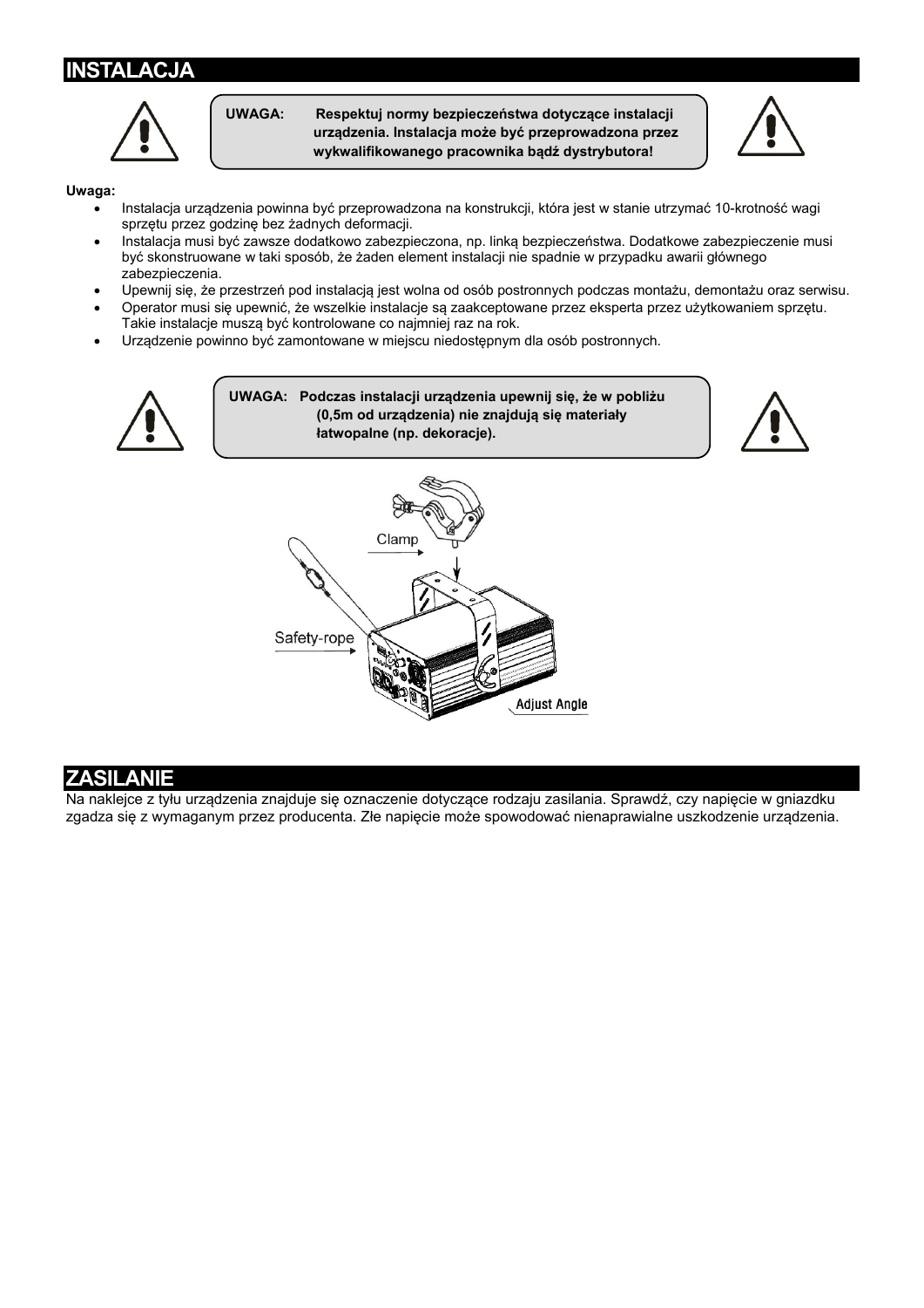## INSTALACJA

> **UWAGA: Respektuj normy bezpieczeństwa dotyczące instalacji urządzenia. Instalacja może być przeprowadzona przez wykwalifikowanego pracownika bądź dystrybutora!**

**Uwaga:**

- Instalacja urządzenia powinna być przeprowadzona na konstrukcji, która jest w stanie utrzymać 10-krotność wagi sprzętu przez godzinę bez żadnych deformacji.
- Instalacja musi być zawsze dodatkowo zabezpieczona, np. linką bezpieczeństwa. Dodatkowe zabezpieczenie musi być skonstruowane w taki sposób, że żaden element instalacji nie spadnie w przypadku awarii głównego zabezpieczenia.
- Upewnij się, że przestrzeń pod instalacją jest wolna od osób postronnych podczas montażu, demontażu oraz serwisu.
- Operator musi się upewnić, że wszelkie instalacje są zaakceptowane przez eksperta przez użytkowaniem sprzętu. Takie instalacje muszą być kontrolowane co najmniej raz na rok.
- Urządzenie powinno być zamontowane w miejscu niedostępnym dla osób postronnych.

> **UWAGA: Podczas instalacji urządzenia upewnij się, że w pobliżu (0,5m od urządzenia) nie znajdują się materiały łatwopalne (np. dekoracje).**

Clamp

Safety-rope

Adjust Angle

## ZASILANIE

Na naklejce z tyłu urządzenia znajduje się oznaczenie dotyczące rodzaju zasilania. Sprawdź, czy napięcie w gniazdku zgadza się z wymaganym przez producenta. Złe napięcie może spowodować nienaprawialne uszkodzenie urządzenia.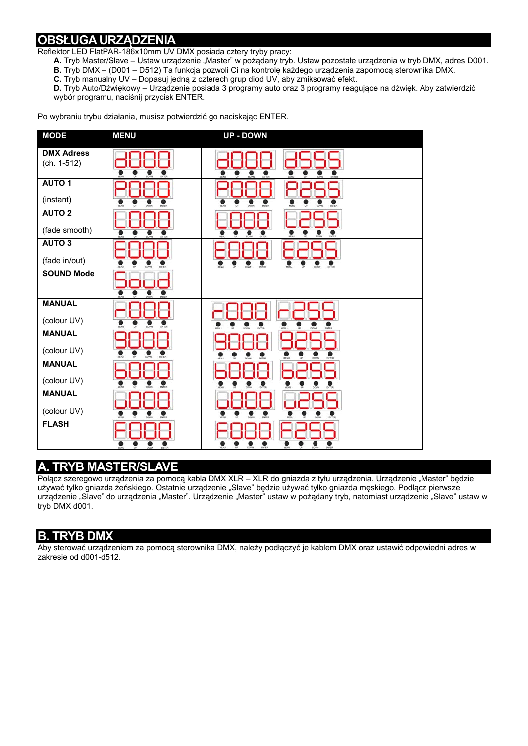# OBSŁUGA URZĄDZENIA

Reflektor LED FlatPAR-186x10mm UV DMX posiada cztery tryby pracy:

**A.** Tryb Master/Slave – Ustaw urządzenie „Master" w pożądany tryb. Ustaw pozostałe urządzenia w tryb DMX, adres D001.
**B.** Tryb DMX – (D001 – D512) Ta funkcja pozwoli Ci na kontrolę każdego urządzenia zapomocą sterownika DMX.
**C.** Tryb manualny UV – Dopasuj jedną z czterech grup diod UV, aby zmiksować efekt.
**D.** Tryb Auto/Dźwiękowy – Urządzenie posiada 3 programy auto oraz 3 programy reagujące na dźwięk. Aby zatwierdzić wybór programu, naciśnij przycisk ENTER.

Po wybraniu trybu działania, musisz potwierdzić go naciskając ENTER.

| MODE | MENU | UP - DOWN |
|---|---|---|
| **DMX Adress** (ch. 1-512) | d000 | d000 – d555 |
| **AUTO 1** (instant) | P000 | P000 – P255 |
| **AUTO 2** (fade smooth) | L000 | L000 – L255 |
| **AUTO 3** (fade in/out) | E000 | E000 – E255 |
| **SOUND Mode** | Soud | |
| **MANUAL** (colour UV) | r000 | r000 – r255 |
| **MANUAL** (colour UV) | 9000 | 9000 – 9255 |
| **MANUAL** (colour UV) | b000 | b000 – b255 |
| **MANUAL** (colour UV) | u000 | u000 – u255 |
| **FLASH** | F000 | F000 – F255 |

# A. TRYB MASTER/SLAVE

Połącz szeregowo urządzenia za pomocą kabla DMX XLR – XLR do gniazda z tyłu urządzenia. Urządzenie „Master" będzie używać tylko gniazda żeńskiego. Ostatnie urządzenie „Slave" będzie używać tylko gniazda męskiego. Podłącz pierwsze urządzenie „Slave" do urządzenia „Master". Urządzenie „Master" ustaw w pożądany tryb, natomiast urządzenie „Slave" ustaw w tryb DMX d001.

# B. TRYB DMX

Aby sterować urządzeniem za pomocą sterownika DMX, należy podłączyć je kablem DMX oraz ustawić odpowiedni adres w zakresie od d001-d512.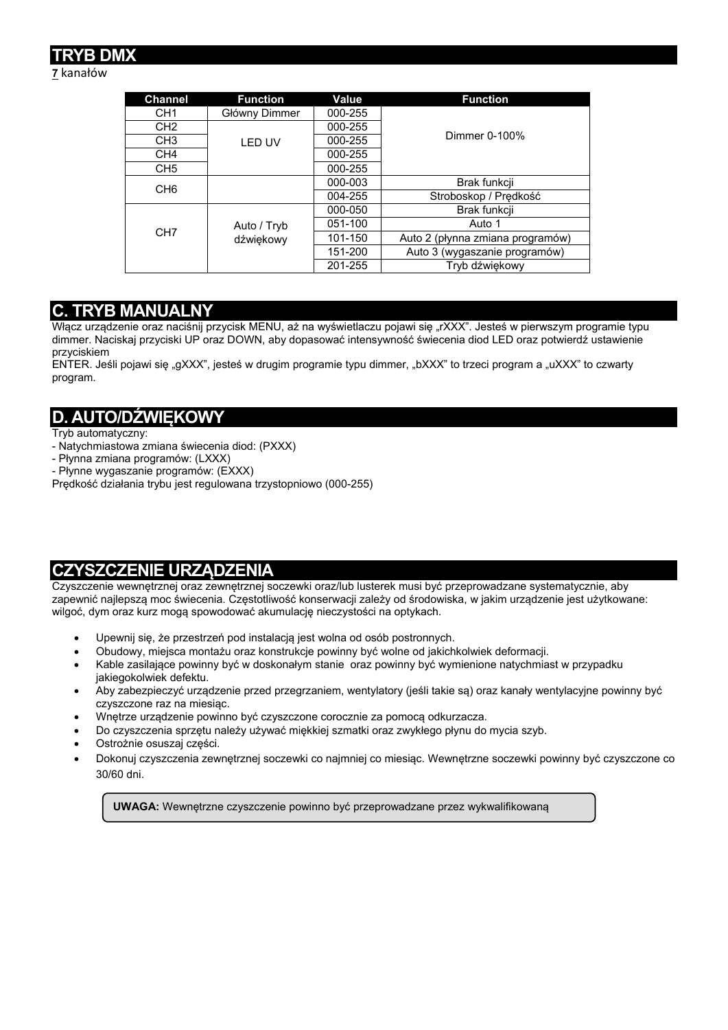# TRYB DMX

**7** kanałów

| Channel | Function | Value | Function |
|---|---|---|---|
| CH1 | Główny Dimmer | 000-255 | Dimmer 0-100% |
| CH2 | LED UV | 000-255 | |
| CH3 | | 000-255 | |
| CH4 | | 000-255 | |
| CH5 | | 000-255 | |
| CH6 | | 000-003 | Brak funkcji |
| | | 004-255 | Stroboskop / Prędkość |
| CH7 | Auto / Tryb dźwiękowy | 000-050 | Brak funkcji |
| | | 051-100 | Auto 1 |
| | | 101-150 | Auto 2 (płynna zmiana programów) |
| | | 151-200 | Auto 3 (wygaszanie programów) |
| | | 201-255 | Tryb dźwiękowy |

# C. TRYB MANUALNY

Włącz urządzenie oraz naciśnij przycisk MENU, aż na wyświetlaczu pojawi się „rXXX". Jesteś w pierwszym programie typu dimmer. Naciskaj przyciski UP oraz DOWN, aby dopasować intensywność świecenia diod LED oraz potwierdź ustawienie przyciskiem
ENTER. Jeśli pojawi się „gXXX", jesteś w drugim programie typu dimmer, „bXXX" to trzeci program a „uXXX" to czwarty program.

# D. AUTO/DŹWIĘKOWY

Tryb automatyczny:
- Natychmiastowa zmiana świecenia diod: (PXXX)
- Płynna zmiana programów: (LXXX)
- Płynne wygaszanie programów: (EXXX)

Prędkość działania trybu jest regulowana trzystopniowo (000-255)

# CZYSZCZENIE URZĄDZENIA

Czyszczenie wewnętrznej oraz zewnętrznej soczewki oraz/lub lusterek musi być przeprowadzane systematycznie, aby zapewnić najlepszą moc świecenia. Częstotliwość konserwacji zależy od środowiska, w jakim urządzenie jest użytkowane: wilgoć, dym oraz kurz mogą spowodować akumulację nieczystości na optykach.

- Upewnij się, że przestrzeń pod instalacją jest wolna od osób postronnych.
- Obudowy, miejsca montażu oraz konstrukcje powinny być wolne od jakichkolwiek deformacji.
- Kable zasilające powinny być w doskonałym stanie oraz powinny być wymienione natychmiast w przypadku jakiegokolwiek defektu.
- Aby zabezpieczyć urządzenie przed przegrzaniem, wentylatory (jeśli takie są) oraz kanały wentylacyjne powinny być czyszczone raz na miesiąc.
- Wnętrze urządzenie powinno być czyszczone corocznie za pomocą odkurzacza.
- Do czyszczenia sprzętu należy używać miękkiej szmatki oraz zwykłego płynu do mycia szyb.
- Ostrożnie osuszaj części.
- Dokonuj czyszczenia zewnętrznej soczewki co najmniej co miesiąc. Wewnętrzne soczewki powinny być czyszczone co 30/60 dni.

**UWAGA:** Wewnętrzne czyszczenie powinno być przeprowadzane przez wykwalifikowaną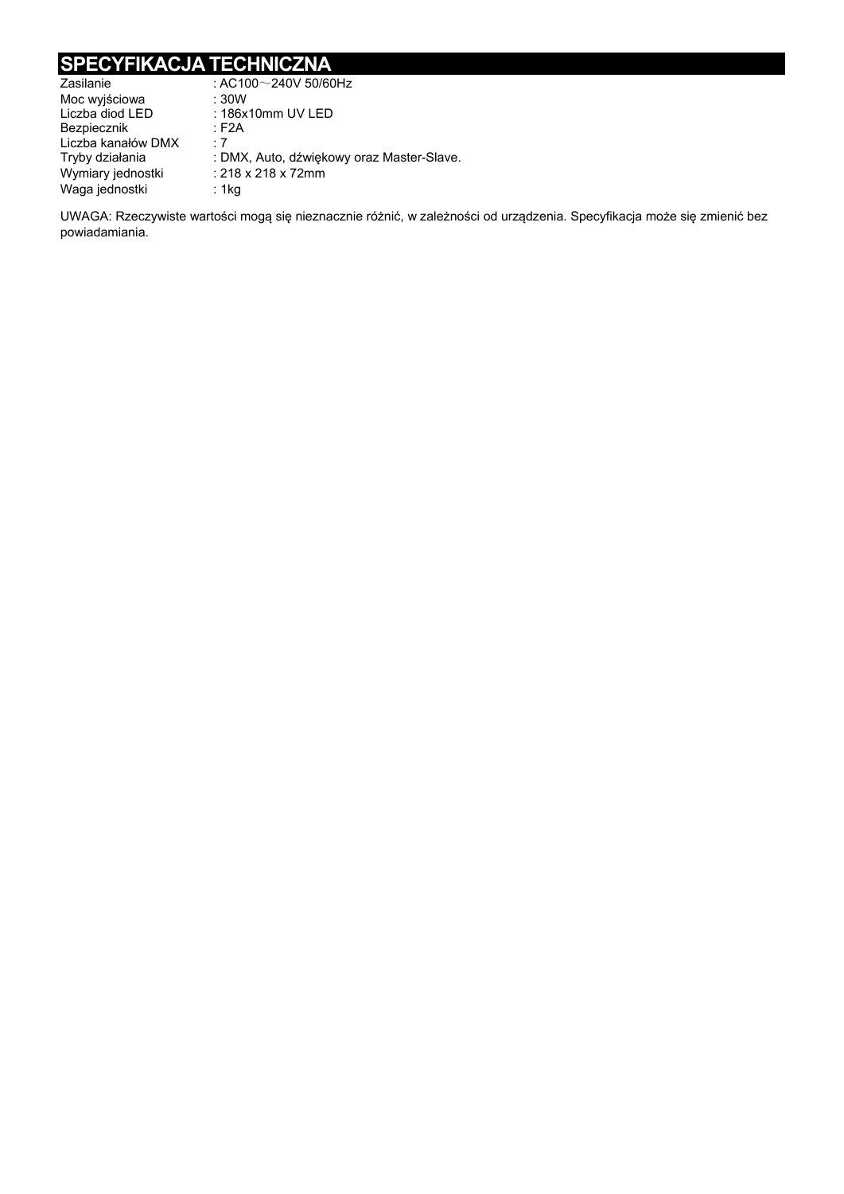## SPECYFIKACJA TECHNICZNA

| | |
|---|---|
| Zasilanie | : AC100～240V 50/60Hz |
| Moc wyjściowa | : 30W |
| Liczba diod LED | : 186x10mm UV LED |
| Bezpiecznik | : F2A |
| Liczba kanałów DMX | : 7 |
| Tryby działania | : DMX, Auto, dźwiękowy oraz Master-Slave. |
| Wymiary jednostki | : 218 x 218 x 72mm |
| Waga jednostki | : 1kg |

UWAGA: Rzeczywiste wartości mogą się nieznacznie różnić, w zależności od urządzenia. Specyfikacja może się zmienić bez powiadamiania.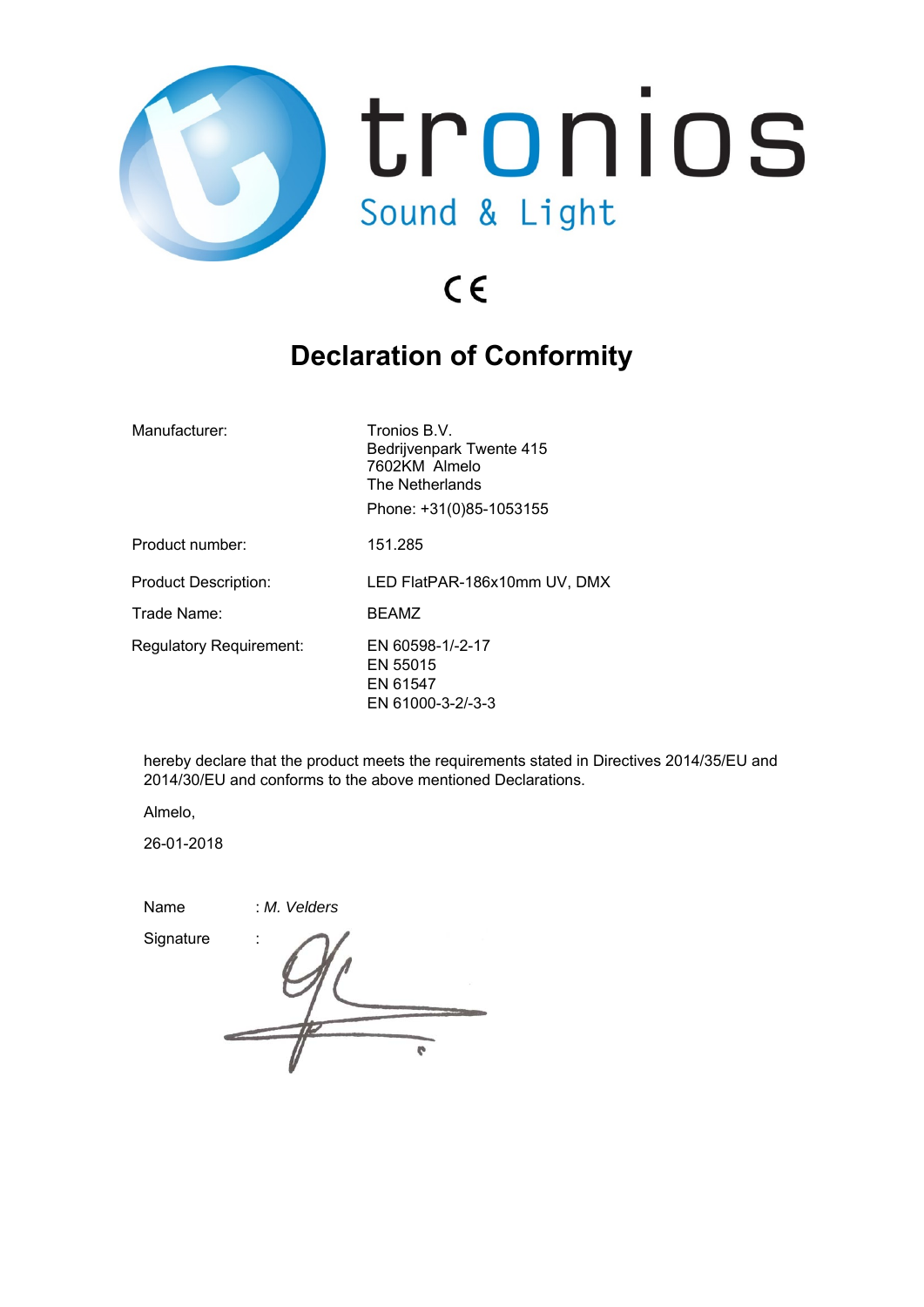tronios

Sound & Light

CE

# Declaration of Conformity

| | |
|---|---|
| Manufacturer: | Tronios B.V.<br>Bedrijvenpark Twente 415<br>7602KM Almelo<br>The Netherlands<br>Phone: +31(0)85-1053155 |
| Product number: | 151.285 |
| Product Description: | LED FlatPAR-186x10mm UV, DMX |
| Trade Name: | BEAMZ |
| Regulatory Requirement: | EN 60598-1/-2-17<br>EN 55015<br>EN 61547<br>EN 61000-3-2/-3-3 |

hereby declare that the product meets the requirements stated in Directives 2014/35/EU and 2014/30/EU and conforms to the above mentioned Declarations.

Almelo,

26-01-2018

Name : *M. Velders*

Signature :